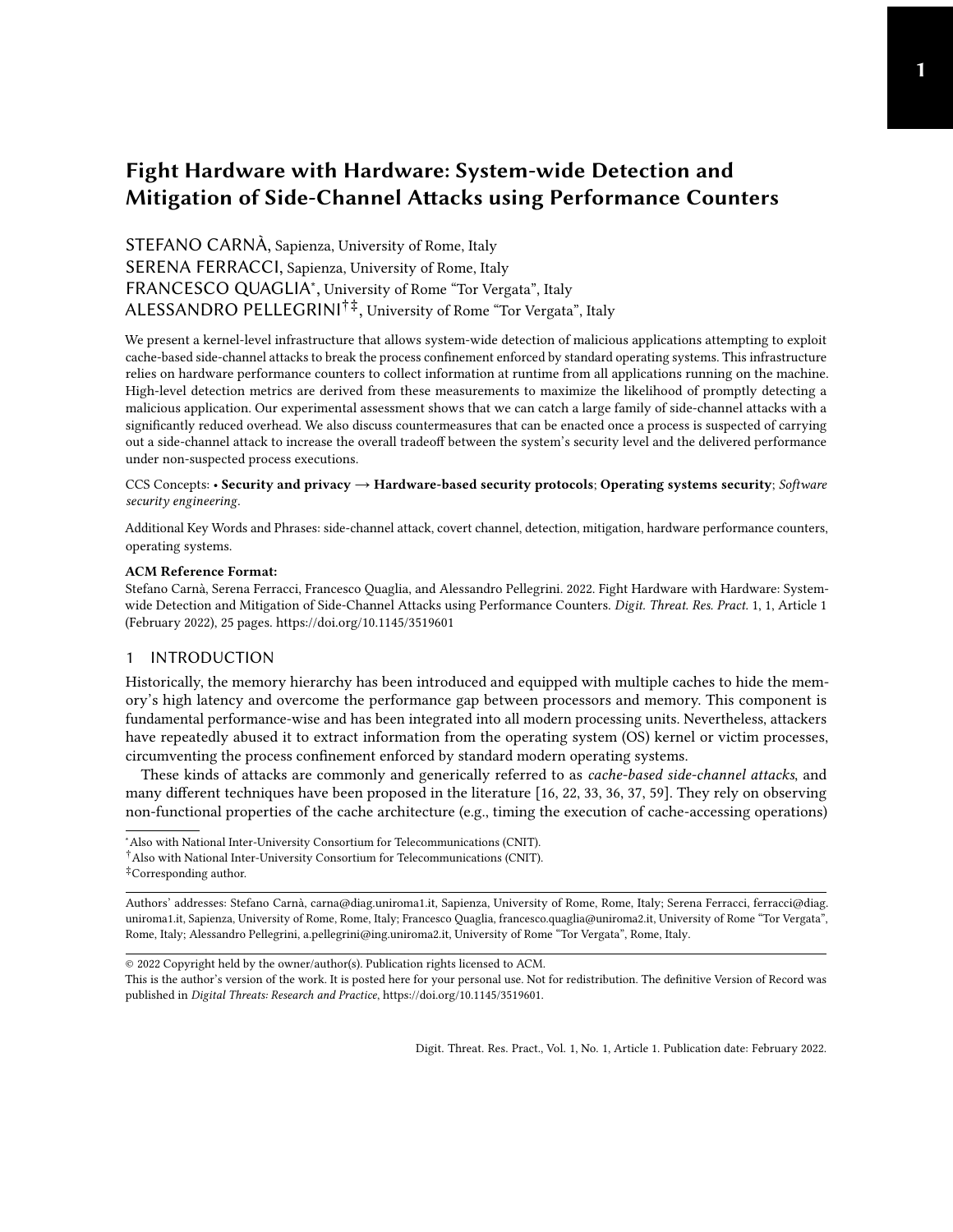# Fight Hardware with Hardware: System-wide Detection and Mitigation of Side-Channel Attacks using Performance Counters

STEFANO CARNÀ, Sapienza, University of Rome, Italy
SERENA FERRACCI, Sapienza, University of Rome, Italy
FRANCESCO QUAGLIA[*], University of Rome "Tor Vergata", Italy
ALESSANDRO PELLEGRINI[†‡], University of Rome "Tor Vergata", Italy

We present a kernel-level infrastructure that allows system-wide detection of malicious applications attempting to exploit cache-based side-channel attacks to break the process confinement enforced by standard operating systems. This infrastructure relies on hardware performance counters to collect information at runtime from all applications running on the machine. High-level detection metrics are derived from these measurements to maximize the likelihood of promptly detecting a malicious application. Our experimental assessment shows that we can catch a large family of side-channel attacks with a significantly reduced overhead. We also discuss countermeasures that can be enacted once a process is suspected of carrying out a side-channel attack to increase the overall tradeoff between the system's security level and the delivered performance under non-suspected process executions.

CCS Concepts: • **Security and privacy → Hardware-based security protocols**; **Operating systems security**; *Software security engineering*.

Additional Key Words and Phrases: side-channel attack, covert channel, detection, mitigation, hardware performance counters, operating systems.

**ACM Reference Format:**
Stefano Carnà, Serena Ferracci, Francesco Quaglia, and Alessandro Pellegrini. 2022. Fight Hardware with Hardware: System-wide Detection and Mitigation of Side-Channel Attacks using Performance Counters. *Digit. Threat. Res. Pract.* 1, 1, Article 1 (February 2022), 25 pages. https://doi.org/10.1145/3519601

## 1 INTRODUCTION

Historically, the memory hierarchy has been introduced and equipped with multiple caches to hide the memory's high latency and overcome the performance gap between processors and memory. This component is fundamental performance-wise and has been integrated into all modern processing units. Nevertheless, attackers have repeatedly abused it to extract information from the operating system (OS) kernel or victim processes, circumventing the process confinement enforced by standard modern operating systems.

These kinds of attacks are commonly and generically referred to as *cache-based side-channel attacks*, and many different techniques have been proposed in the literature [16, 22, 33, 36, 37, 59]. They rely on observing non-functional properties of the cache architecture (e.g., timing the execution of cache-accessing operations)

[*]Also with National Inter-University Consortium for Telecommunications (CNIT).
[†]Also with National Inter-University Consortium for Telecommunications (CNIT).
[‡]Corresponding author.

Authors' addresses: Stefano Carnà, carna@diag.uniroma1.it, Sapienza, University of Rome, Rome, Italy; Serena Ferracci, ferracci@diag.uniroma1.it, Sapienza, University of Rome, Rome, Italy; Francesco Quaglia, francesco.quaglia@uniroma2.it, University of Rome "Tor Vergata", Rome, Italy; Alessandro Pellegrini, a.pellegrini@ing.uniroma2.it, University of Rome "Tor Vergata", Rome, Italy.

© 2022 Copyright held by the owner/author(s). Publication rights licensed to ACM.
This is the author's version of the work. It is posted here for your personal use. Not for redistribution. The definitive Version of Record was published in *Digital Threats: Research and Practice*, https://doi.org/10.1145/3519601.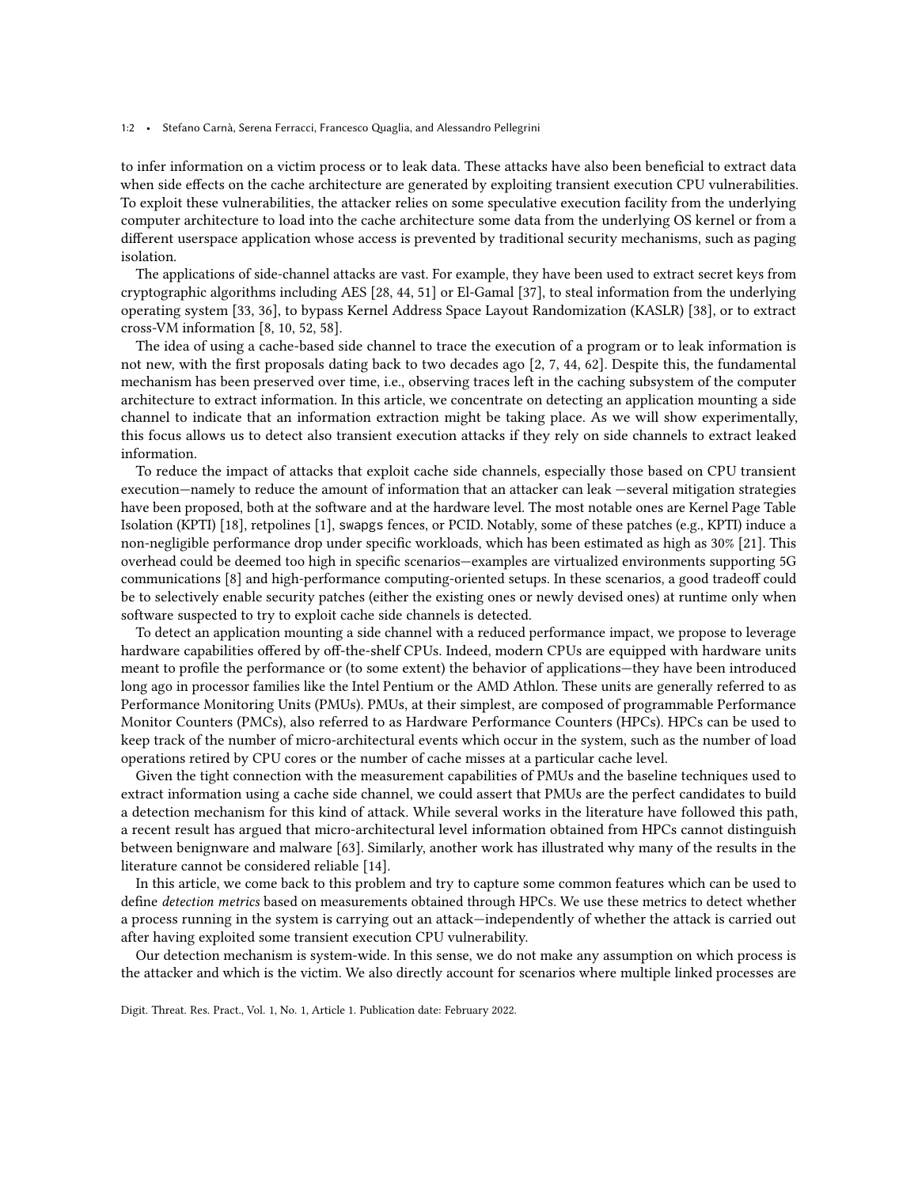to infer information on a victim process or to leak data. These attacks have also been beneficial to extract data when side effects on the cache architecture are generated by exploiting transient execution CPU vulnerabilities. To exploit these vulnerabilities, the attacker relies on some speculative execution facility from the underlying computer architecture to load into the cache architecture some data from the underlying OS kernel or from a different userspace application whose access is prevented by traditional security mechanisms, such as paging isolation.

The applications of side-channel attacks are vast. For example, they have been used to extract secret keys from cryptographic algorithms including AES [28, 44, 51] or El-Gamal [37], to steal information from the underlying operating system [33, 36], to bypass Kernel Address Space Layout Randomization (KASLR) [38], or to extract cross-VM information [8, 10, 52, 58].

The idea of using a cache-based side channel to trace the execution of a program or to leak information is not new, with the first proposals dating back to two decades ago [2, 7, 44, 62]. Despite this, the fundamental mechanism has been preserved over time, i.e., observing traces left in the caching subsystem of the computer architecture to extract information. In this article, we concentrate on detecting an application mounting a side channel to indicate that an information extraction might be taking place. As we will show experimentally, this focus allows us to detect also transient execution attacks if they rely on side channels to extract leaked information.

To reduce the impact of attacks that exploit cache side channels, especially those based on CPU transient execution—namely to reduce the amount of information that an attacker can leak —several mitigation strategies have been proposed, both at the software and at the hardware level. The most notable ones are Kernel Page Table Isolation (KPTI) [18], retpolines [1], `swapgs` fences, or PCID. Notably, some of these patches (e.g., KPTI) induce a non-negligible performance drop under specific workloads, which has been estimated as high as 30% [21]. This overhead could be deemed too high in specific scenarios—examples are virtualized environments supporting 5G communications [8] and high-performance computing-oriented setups. In these scenarios, a good tradeoff could be to selectively enable security patches (either the existing ones or newly devised ones) at runtime only when software suspected to try to exploit cache side channels is detected.

To detect an application mounting a side channel with a reduced performance impact, we propose to leverage hardware capabilities offered by off-the-shelf CPUs. Indeed, modern CPUs are equipped with hardware units meant to profile the performance or (to some extent) the behavior of applications—they have been introduced long ago in processor families like the Intel Pentium or the AMD Athlon. These units are generally referred to as Performance Monitoring Units (PMUs). PMUs, at their simplest, are composed of programmable Performance Monitor Counters (PMCs), also referred to as Hardware Performance Counters (HPCs). HPCs can be used to keep track of the number of micro-architectural events which occur in the system, such as the number of load operations retired by CPU cores or the number of cache misses at a particular cache level.

Given the tight connection with the measurement capabilities of PMUs and the baseline techniques used to extract information using a cache side channel, we could assert that PMUs are the perfect candidates to build a detection mechanism for this kind of attack. While several works in the literature have followed this path, a recent result has argued that micro-architectural level information obtained from HPCs cannot distinguish between benignware and malware [63]. Similarly, another work has illustrated why many of the results in the literature cannot be considered reliable [14].

In this article, we come back to this problem and try to capture some common features which can be used to define *detection metrics* based on measurements obtained through HPCs. We use these metrics to detect whether a process running in the system is carrying out an attack—independently of whether the attack is carried out after having exploited some transient execution CPU vulnerability.

Our detection mechanism is system-wide. In this sense, we do not make any assumption on which process is the attacker and which is the victim. We also directly account for scenarios where multiple linked processes are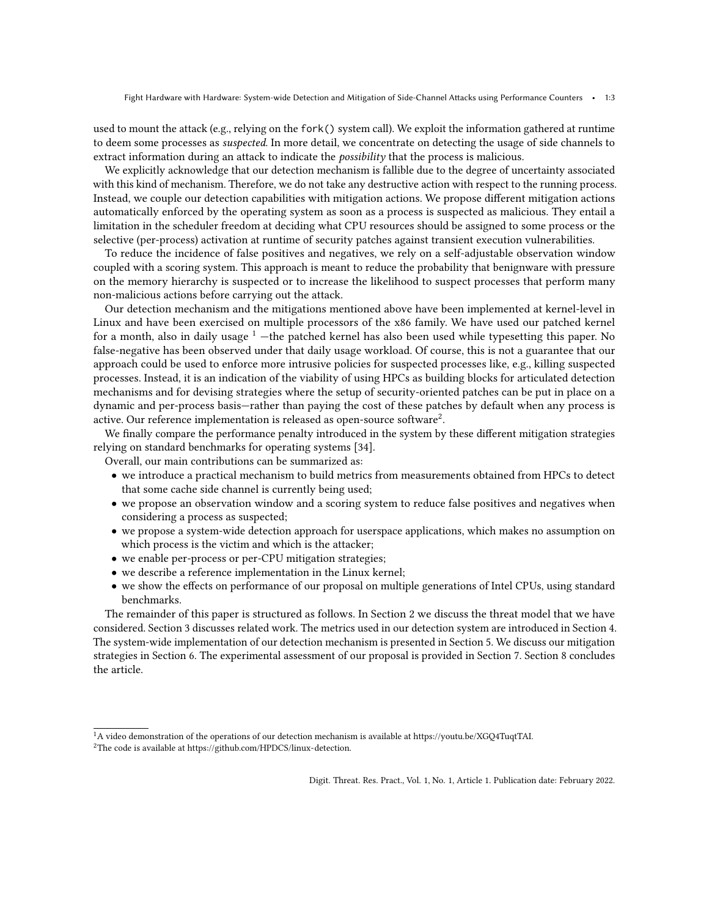used to mount the attack (e.g., relying on the `fork()` system call). We exploit the information gathered at runtime to deem some processes as *suspected*. In more detail, we concentrate on detecting the usage of side channels to extract information during an attack to indicate the *possibility* that the process is malicious.

We explicitly acknowledge that our detection mechanism is fallible due to the degree of uncertainty associated with this kind of mechanism. Therefore, we do not take any destructive action with respect to the running process. Instead, we couple our detection capabilities with mitigation actions. We propose different mitigation actions automatically enforced by the operating system as soon as a process is suspected as malicious. They entail a limitation in the scheduler freedom at deciding what CPU resources should be assigned to some process or the selective (per-process) activation at runtime of security patches against transient execution vulnerabilities.

To reduce the incidence of false positives and negatives, we rely on a self-adjustable observation window coupled with a scoring system. This approach is meant to reduce the probability that benignware with pressure on the memory hierarchy is suspected or to increase the likelihood to suspect processes that perform many non-malicious actions before carrying out the attack.

Our detection mechanism and the mitigations mentioned above have been implemented at kernel-level in Linux and have been exercised on multiple processors of the x86 family. We have used our patched kernel for a month, also in daily usage [1] —the patched kernel has also been used while typesetting this paper. No false-negative has been observed under that daily usage workload. Of course, this is not a guarantee that our approach could be used to enforce more intrusive policies for suspected processes like, e.g., killing suspected processes. Instead, it is an indication of the viability of using HPCs as building blocks for articulated detection mechanisms and for devising strategies where the setup of security-oriented patches can be put in place on a dynamic and per-process basis—rather than paying the cost of these patches by default when any process is active. Our reference implementation is released as open-source software[2].

We finally compare the performance penalty introduced in the system by these different mitigation strategies relying on standard benchmarks for operating systems [34].

Overall, our main contributions can be summarized as:

- we introduce a practical mechanism to build metrics from measurements obtained from HPCs to detect that some cache side channel is currently being used;
- we propose an observation window and a scoring system to reduce false positives and negatives when considering a process as suspected;
- we propose a system-wide detection approach for userspace applications, which makes no assumption on which process is the victim and which is the attacker;
- we enable per-process or per-CPU mitigation strategies;
- we describe a reference implementation in the Linux kernel;
- we show the effects on performance of our proposal on multiple generations of Intel CPUs, using standard benchmarks.

The remainder of this paper is structured as follows. In Section 2 we discuss the threat model that we have considered. Section 3 discusses related work. The metrics used in our detection system are introduced in Section 4. The system-wide implementation of our detection mechanism is presented in Section 5. We discuss our mitigation strategies in Section 6. The experimental assessment of our proposal is provided in Section 7. Section 8 concludes the article.

---

[1] A video demonstration of the operations of our detection mechanism is available at https://youtu.be/XGQ4TuqtTAI.

[2] The code is available at https://github.com/HPDCS/linux-detection.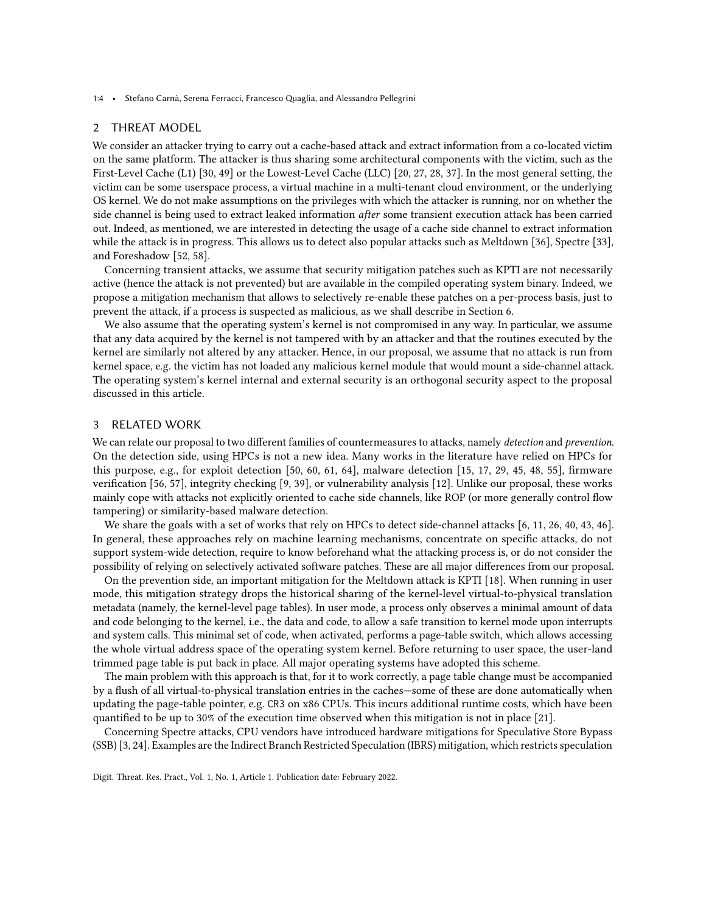## 2 THREAT MODEL

We consider an attacker trying to carry out a cache-based attack and extract information from a co-located victim on the same platform. The attacker is thus sharing some architectural components with the victim, such as the First-Level Cache (L1) [30, 49] or the Lowest-Level Cache (LLC) [20, 27, 28, 37]. In the most general setting, the victim can be some userspace process, a virtual machine in a multi-tenant cloud environment, or the underlying OS kernel. We do not make assumptions on the privileges with which the attacker is running, nor on whether the side channel is being used to extract leaked information *after* some transient execution attack has been carried out. Indeed, as mentioned, we are interested in detecting the usage of a cache side channel to extract information while the attack is in progress. This allows us to detect also popular attacks such as Meltdown [36], Spectre [33], and Foreshadow [52, 58].

Concerning transient attacks, we assume that security mitigation patches such as KPTI are not necessarily active (hence the attack is not prevented) but are available in the compiled operating system binary. Indeed, we propose a mitigation mechanism that allows to selectively re-enable these patches on a per-process basis, just to prevent the attack, if a process is suspected as malicious, as we shall describe in Section 6.

We also assume that the operating system's kernel is not compromised in any way. In particular, we assume that any data acquired by the kernel is not tampered with by an attacker and that the routines executed by the kernel are similarly not altered by any attacker. Hence, in our proposal, we assume that no attack is run from kernel space, e.g. the victim has not loaded any malicious kernel module that would mount a side-channel attack. The operating system's kernel internal and external security is an orthogonal security aspect to the proposal discussed in this article.

## 3 RELATED WORK

We can relate our proposal to two different families of countermeasures to attacks, namely *detection* and *prevention*. On the detection side, using HPCs is not a new idea. Many works in the literature have relied on HPCs for this purpose, e.g., for exploit detection [50, 60, 61, 64], malware detection [15, 17, 29, 45, 48, 55], firmware verification [56, 57], integrity checking [9, 39], or vulnerability analysis [12]. Unlike our proposal, these works mainly cope with attacks not explicitly oriented to cache side channels, like ROP (or more generally control flow tampering) or similarity-based malware detection.

We share the goals with a set of works that rely on HPCs to detect side-channel attacks [6, 11, 26, 40, 43, 46]. In general, these approaches rely on machine learning mechanisms, concentrate on specific attacks, do not support system-wide detection, require to know beforehand what the attacking process is, or do not consider the possibility of relying on selectively activated software patches. These are all major differences from our proposal.

On the prevention side, an important mitigation for the Meltdown attack is KPTI [18]. When running in user mode, this mitigation strategy drops the historical sharing of the kernel-level virtual-to-physical translation metadata (namely, the kernel-level page tables). In user mode, a process only observes a minimal amount of data and code belonging to the kernel, i.e., the data and code, to allow a safe transition to kernel mode upon interrupts and system calls. This minimal set of code, when activated, performs a page-table switch, which allows accessing the whole virtual address space of the operating system kernel. Before returning to user space, the user-land trimmed page table is put back in place. All major operating systems have adopted this scheme.

The main problem with this approach is that, for it to work correctly, a page table change must be accompanied by a flush of all virtual-to-physical translation entries in the caches—some of these are done automatically when updating the page-table pointer, e.g. `CR3` on x86 CPUs. This incurs additional runtime costs, which have been quantified to be up to 30% of the execution time observed when this mitigation is not in place [21].

Concerning Spectre attacks, CPU vendors have introduced hardware mitigations for Speculative Store Bypass (SSB) [3, 24]. Examples are the Indirect Branch Restricted Speculation (IBRS) mitigation, which restricts speculation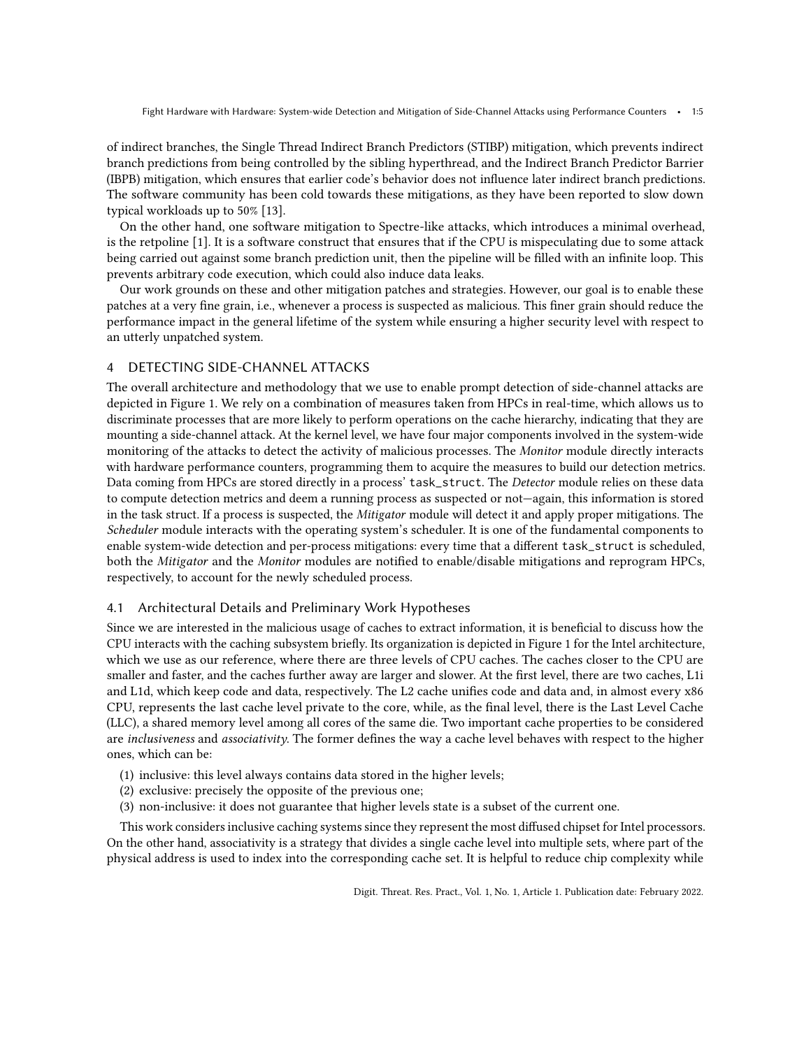of indirect branches, the Single Thread Indirect Branch Predictors (STIBP) mitigation, which prevents indirect branch predictions from being controlled by the sibling hyperthread, and the Indirect Branch Predictor Barrier (IBPB) mitigation, which ensures that earlier code's behavior does not influence later indirect branch predictions. The software community has been cold towards these mitigations, as they have been reported to slow down typical workloads up to 50% [13].

On the other hand, one software mitigation to Spectre-like attacks, which introduces a minimal overhead, is the retpoline [1]. It is a software construct that ensures that if the CPU is mispeculating due to some attack being carried out against some branch prediction unit, then the pipeline will be filled with an infinite loop. This prevents arbitrary code execution, which could also induce data leaks.

Our work grounds on these and other mitigation patches and strategies. However, our goal is to enable these patches at a very fine grain, i.e., whenever a process is suspected as malicious. This finer grain should reduce the performance impact in the general lifetime of the system while ensuring a higher security level with respect to an utterly unpatched system.

## 4 DETECTING SIDE-CHANNEL ATTACKS

The overall architecture and methodology that we use to enable prompt detection of side-channel attacks are depicted in Figure 1. We rely on a combination of measures taken from HPCs in real-time, which allows us to discriminate processes that are more likely to perform operations on the cache hierarchy, indicating that they are mounting a side-channel attack. At the kernel level, we have four major components involved in the system-wide monitoring of the attacks to detect the activity of malicious processes. The *Monitor* module directly interacts with hardware performance counters, programming them to acquire the measures to build our detection metrics. Data coming from HPCs are stored directly in a process' `task_struct`. The *Detector* module relies on these data to compute detection metrics and deem a running process as suspected or not—again, this information is stored in the task struct. If a process is suspected, the *Mitigator* module will detect it and apply proper mitigations. The *Scheduler* module interacts with the operating system's scheduler. It is one of the fundamental components to enable system-wide detection and per-process mitigations: every time that a different `task_struct` is scheduled, both the *Mitigator* and the *Monitor* modules are notified to enable/disable mitigations and reprogram HPCs, respectively, to account for the newly scheduled process.

### 4.1 Architectural Details and Preliminary Work Hypotheses

Since we are interested in the malicious usage of caches to extract information, it is beneficial to discuss how the CPU interacts with the caching subsystem briefly. Its organization is depicted in Figure 1 for the Intel architecture, which we use as our reference, where there are three levels of CPU caches. The caches closer to the CPU are smaller and faster, and the caches further away are larger and slower. At the first level, there are two caches, L1i and L1d, which keep code and data, respectively. The L2 cache unifies code and data and, in almost every x86 CPU, represents the last cache level private to the core, while, as the final level, there is the Last Level Cache (LLC), a shared memory level among all cores of the same die. Two important cache properties to be considered are *inclusiveness* and *associativity*. The former defines the way a cache level behaves with respect to the higher ones, which can be:

(1) inclusive: this level always contains data stored in the higher levels;
(2) exclusive: precisely the opposite of the previous one;
(3) non-inclusive: it does not guarantee that higher levels state is a subset of the current one.

This work considers inclusive caching systems since they represent the most diffused chipset for Intel processors. On the other hand, associativity is a strategy that divides a single cache level into multiple sets, where part of the physical address is used to index into the corresponding cache set. It is helpful to reduce chip complexity while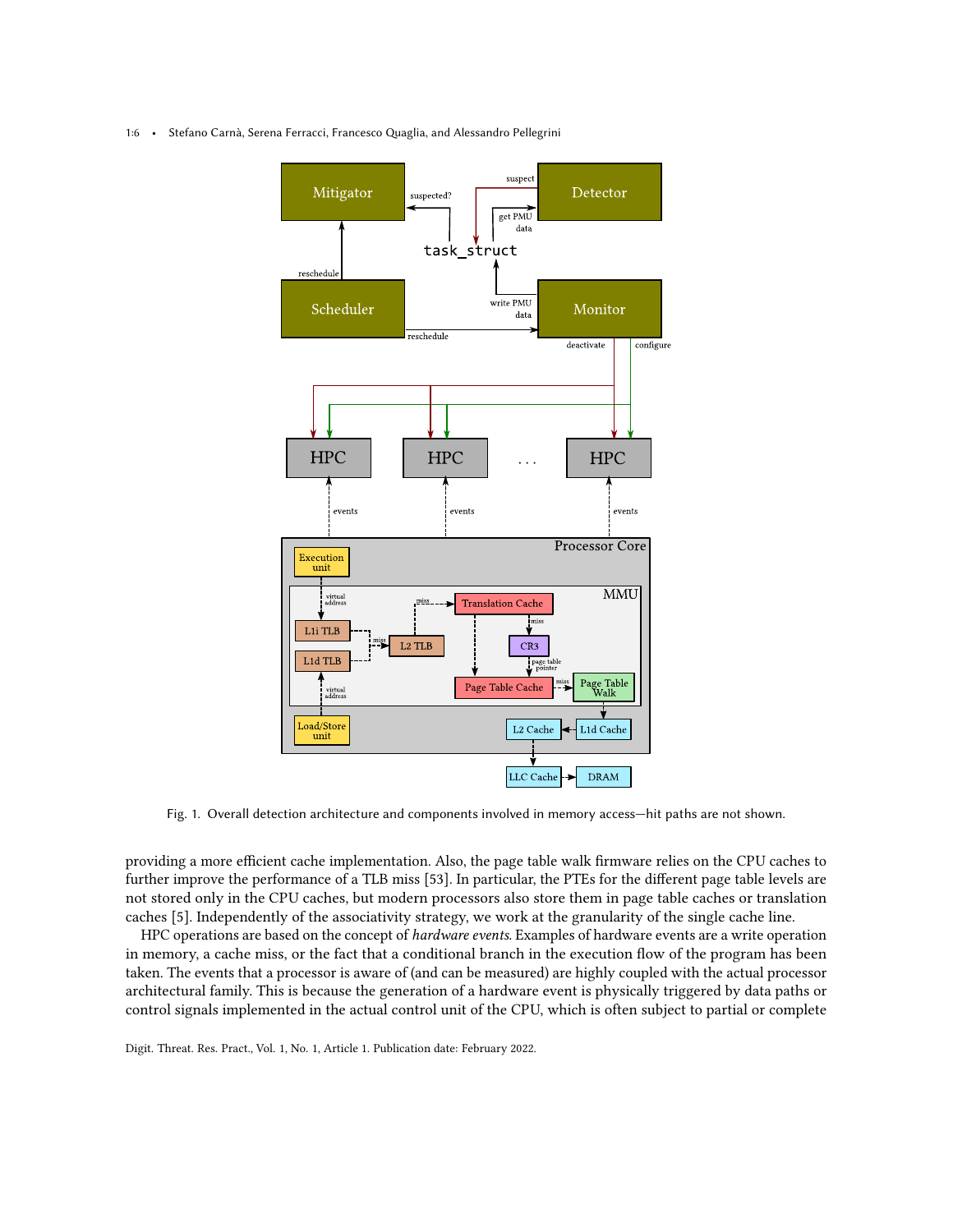Fig. 1. Overall detection architecture and components involved in memory access—hit paths are not shown.

providing a more efficient cache implementation. Also, the page table walk firmware relies on the CPU caches to further improve the performance of a TLB miss [53]. In particular, the PTEs for the different page table levels are not stored only in the CPU caches, but modern processors also store them in page table caches or translation caches [5]. Independently of the associativity strategy, we work at the granularity of the single cache line.

HPC operations are based on the concept of *hardware events*. Examples of hardware events are a write operation in memory, a cache miss, or the fact that a conditional branch in the execution flow of the program has been taken. The events that a processor is aware of (and can be measured) are highly coupled with the actual processor architectural family. This is because the generation of a hardware event is physically triggered by data paths or control signals implemented in the actual control unit of the CPU, which is often subject to partial or complete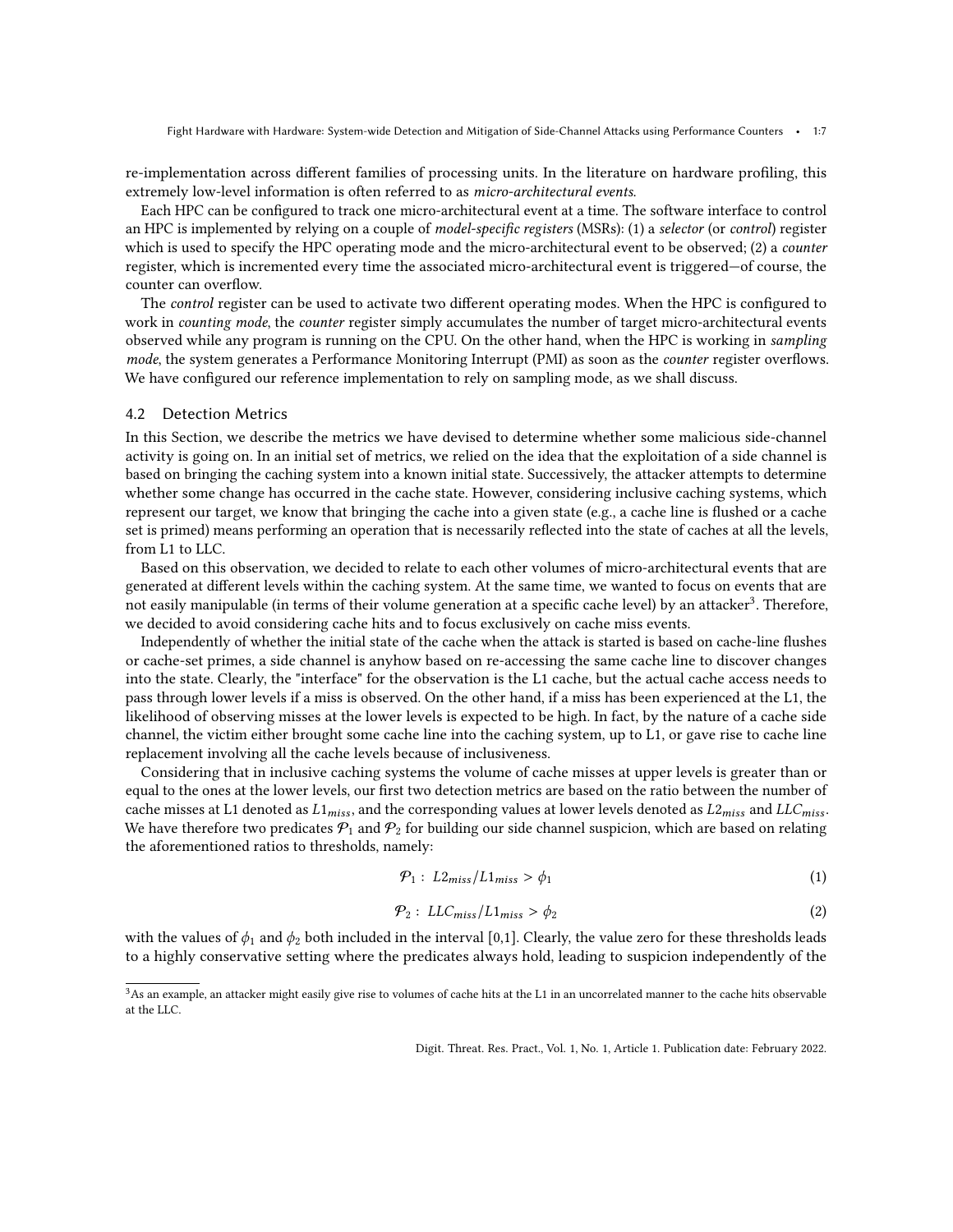re-implementation across different families of processing units. In the literature on hardware profiling, this extremely low-level information is often referred to as *micro-architectural events*.

Each HPC can be configured to track one micro-architectural event at a time. The software interface to control an HPC is implemented by relying on a couple of *model-specific registers* (MSRs): (1) a *selector* (or *control*) register which is used to specify the HPC operating mode and the micro-architectural event to be observed; (2) a *counter* register, which is incremented every time the associated micro-architectural event is triggered—of course, the counter can overflow.

The *control* register can be used to activate two different operating modes. When the HPC is configured to work in *counting mode*, the *counter* register simply accumulates the number of target micro-architectural events observed while any program is running on the CPU. On the other hand, when the HPC is working in *sampling mode*, the system generates a Performance Monitoring Interrupt (PMI) as soon as the *counter* register overflows. We have configured our reference implementation to rely on sampling mode, as we shall discuss.

## 4.2 Detection Metrics

In this Section, we describe the metrics we have devised to determine whether some malicious side-channel activity is going on. In an initial set of metrics, we relied on the idea that the exploitation of a side channel is based on bringing the caching system into a known initial state. Successively, the attacker attempts to determine whether some change has occurred in the cache state. However, considering inclusive caching systems, which represent our target, we know that bringing the cache into a given state (e.g., a cache line is flushed or a cache set is primed) means performing an operation that is necessarily reflected into the state of caches at all the levels, from L1 to LLC.

Based on this observation, we decided to relate to each other volumes of micro-architectural events that are generated at different levels within the caching system. At the same time, we wanted to focus on events that are not easily manipulable (in terms of their volume generation at a specific cache level) by an attacker[3]. Therefore, we decided to avoid considering cache hits and to focus exclusively on cache miss events.

Independently of whether the initial state of the cache when the attack is started is based on cache-line flushes or cache-set primes, a side channel is anyhow based on re-accessing the same cache line to discover changes into the state. Clearly, the "interface" for the observation is the L1 cache, but the actual cache access needs to pass through lower levels if a miss is observed. On the other hand, if a miss has been experienced at the L1, the likelihood of observing misses at the lower levels is expected to be high. In fact, by the nature of a cache side channel, the victim either brought some cache line into the caching system, up to L1, or gave rise to cache line replacement involving all the cache levels because of inclusiveness.

Considering that in inclusive caching systems the volume of cache misses at upper levels is greater than or equal to the ones at the lower levels, our first two detection metrics are based on the ratio between the number of cache misses at L1 denoted as $L1_{miss}$, and the corresponding values at lower levels denoted as $L2_{miss}$ and $LLC_{miss}$. We have therefore two predicates $\mathcal{P}_1$ and $\mathcal{P}_2$ for building our side channel suspicion, which are based on relating the aforementioned ratios to thresholds, namely:

$$\mathcal{P}_1 : \; L2_{miss}/L1_{miss} > \phi_1 \tag{1}$$

$$\mathcal{P}_2 : \; LLC_{miss}/L1_{miss} > \phi_2 \tag{2}$$

with the values of $\phi_1$ and $\phi_2$ both included in the interval [0,1]. Clearly, the value zero for these thresholds leads to a highly conservative setting where the predicates always hold, leading to suspicion independently of the

[3] As an example, an attacker might easily give rise to volumes of cache hits at the L1 in an uncorrelated manner to the cache hits observable at the LLC.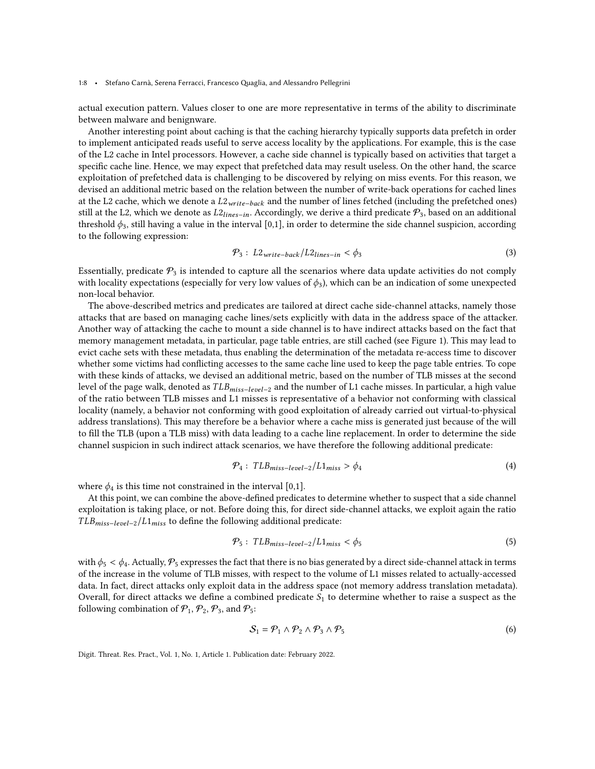actual execution pattern. Values closer to one are more representative in terms of the ability to discriminate between malware and benignware.

Another interesting point about caching is that the caching hierarchy typically supports data prefetch in order to implement anticipated reads useful to serve access locality by the applications. For example, this is the case of the L2 cache in Intel processors. However, a cache side channel is typically based on activities that target a specific cache line. Hence, we may expect that prefetched data may result useless. On the other hand, the scarce exploitation of prefetched data is challenging to be discovered by relying on miss events. For this reason, we devised an additional metric based on the relation between the number of write-back operations for cached lines at the L2 cache, which we denote a $L2_{write-back}$ and the number of lines fetched (including the prefetched ones) still at the L2, which we denote as $L2_{lines-in}$. Accordingly, we derive a third predicate $\mathcal{P}_3$, based on an additional threshold $\phi_3$, still having a value in the interval [0,1], in order to determine the side channel suspicion, according to the following expression:

$$\mathcal{P}_3 : \; L2_{write-back}/L2_{lines-in} < \phi_3 \tag{3}$$

Essentially, predicate $\mathcal{P}_3$ is intended to capture all the scenarios where data update activities do not comply with locality expectations (especially for very low values of $\phi_3$), which can be an indication of some unexpected non-local behavior.

The above-described metrics and predicates are tailored at direct cache side-channel attacks, namely those attacks that are based on managing cache lines/sets explicitly with data in the address space of the attacker. Another way of attacking the cache to mount a side channel is to have indirect attacks based on the fact that memory management metadata, in particular, page table entries, are still cached (see Figure 1). This may lead to evict cache sets with these metadata, thus enabling the determination of the metadata re-access time to discover whether some victims had conflicting accesses to the same cache line used to keep the page table entries. To cope with these kinds of attacks, we devised an additional metric, based on the number of TLB misses at the second level of the page walk, denoted as $TLB_{miss-level-2}$ and the number of L1 cache misses. In particular, a high value of the ratio between TLB misses and L1 misses is representative of a behavior not conforming with classical locality (namely, a behavior not conforming with good exploitation of already carried out virtual-to-physical address translations). This may therefore be a behavior where a cache miss is generated just because of the will to fill the TLB (upon a TLB miss) with data leading to a cache line replacement. In order to determine the side channel suspicion in such indirect attack scenarios, we have therefore the following additional predicate:

$$\mathcal{P}_4 : \; TLB_{miss-level-2}/L1_{miss} > \phi_4 \tag{4}$$

where $\phi_4$ is this time not constrained in the interval [0,1].

At this point, we can combine the above-defined predicates to determine whether to suspect that a side channel exploitation is taking place, or not. Before doing this, for direct side-channel attacks, we exploit again the ratio $TLB_{miss-level-2}/L1_{miss}$ to define the following additional predicate:

$$\mathcal{P}_5 : \; TLB_{miss-level-2}/L1_{miss} < \phi_5 \tag{5}$$

with $\phi_5 < \phi_4$. Actually, $\mathcal{P}_5$ expresses the fact that there is no bias generated by a direct side-channel attack in terms of the increase in the volume of TLB misses, with respect to the volume of L1 misses related to actually-accessed data. In fact, direct attacks only exploit data in the address space (not memory address translation metadata). Overall, for direct attacks we define a combined predicate $S_1$ to determine whether to raise a suspect as the following combination of $\mathcal{P}_1$, $\mathcal{P}_2$, $\mathcal{P}_3$, and $\mathcal{P}_5$:

$$\mathcal{S}_1 = \mathcal{P}_1 \wedge \mathcal{P}_2 \wedge \mathcal{P}_3 \wedge \mathcal{P}_5 \tag{6}$$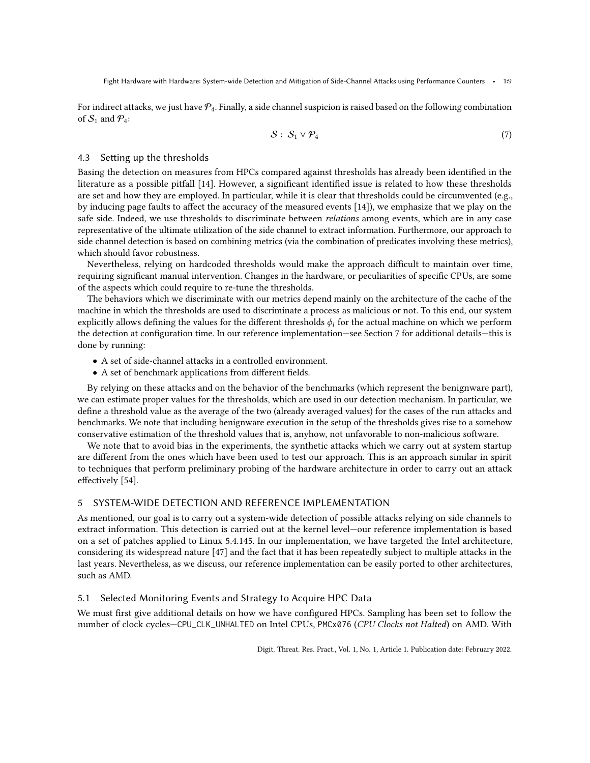For indirect attacks, we just have $\mathcal{P}_4$. Finally, a side channel suspicion is raised based on the following combination of $\mathcal{S}_1$ and $\mathcal{P}_4$:

$$\mathcal{S} : \mathcal{S}_1 \vee \mathcal{P}_4 \tag{7}$$

### 4.3 Setting up the thresholds

Basing the detection on measures from HPCs compared against thresholds has already been identified in the literature as a possible pitfall [14]. However, a significant identified issue is related to how these thresholds are set and how they are employed. In particular, while it is clear that thresholds could be circumvented (e.g., by inducing page faults to affect the accuracy of the measured events [14]), we emphasize that we play on the safe side. Indeed, we use thresholds to discriminate between *relations* among events, which are in any case representative of the ultimate utilization of the side channel to extract information. Furthermore, our approach to side channel detection is based on combining metrics (via the combination of predicates involving these metrics), which should favor robustness.

Nevertheless, relying on hardcoded thresholds would make the approach difficult to maintain over time, requiring significant manual intervention. Changes in the hardware, or peculiarities of specific CPUs, are some of the aspects which could require to re-tune the thresholds.

The behaviors which we discriminate with our metrics depend mainly on the architecture of the cache of the machine in which the thresholds are used to discriminate a process as malicious or not. To this end, our system explicitly allows defining the values for the different thresholds $\phi_i$ for the actual machine on which we perform the detection at configuration time. In our reference implementation—see Section 7 for additional details—this is done by running:

- A set of side-channel attacks in a controlled environment.
- A set of benchmark applications from different fields.

By relying on these attacks and on the behavior of the benchmarks (which represent the benignware part), we can estimate proper values for the thresholds, which are used in our detection mechanism. In particular, we define a threshold value as the average of the two (already averaged values) for the cases of the run attacks and benchmarks. We note that including benignware execution in the setup of the thresholds gives rise to a somehow conservative estimation of the threshold values that is, anyhow, not unfavorable to non-malicious software.

We note that to avoid bias in the experiments, the synthetic attacks which we carry out at system startup are different from the ones which have been used to test our approach. This is an approach similar in spirit to techniques that perform preliminary probing of the hardware architecture in order to carry out an attack effectively [54].

## 5 SYSTEM-WIDE DETECTION AND REFERENCE IMPLEMENTATION

As mentioned, our goal is to carry out a system-wide detection of possible attacks relying on side channels to extract information. This detection is carried out at the kernel level—our reference implementation is based on a set of patches applied to Linux 5.4.145. In our implementation, we have targeted the Intel architecture, considering its widespread nature [47] and the fact that it has been repeatedly subject to multiple attacks in the last years. Nevertheless, as we discuss, our reference implementation can be easily ported to other architectures, such as AMD.

### 5.1 Selected Monitoring Events and Strategy to Acquire HPC Data

We must first give additional details on how we have configured HPCs. Sampling has been set to follow the number of clock cycles—`CPU_CLK_UNHALTED` on Intel CPUs, `PMCx076` (*CPU Clocks not Halted*) on AMD. With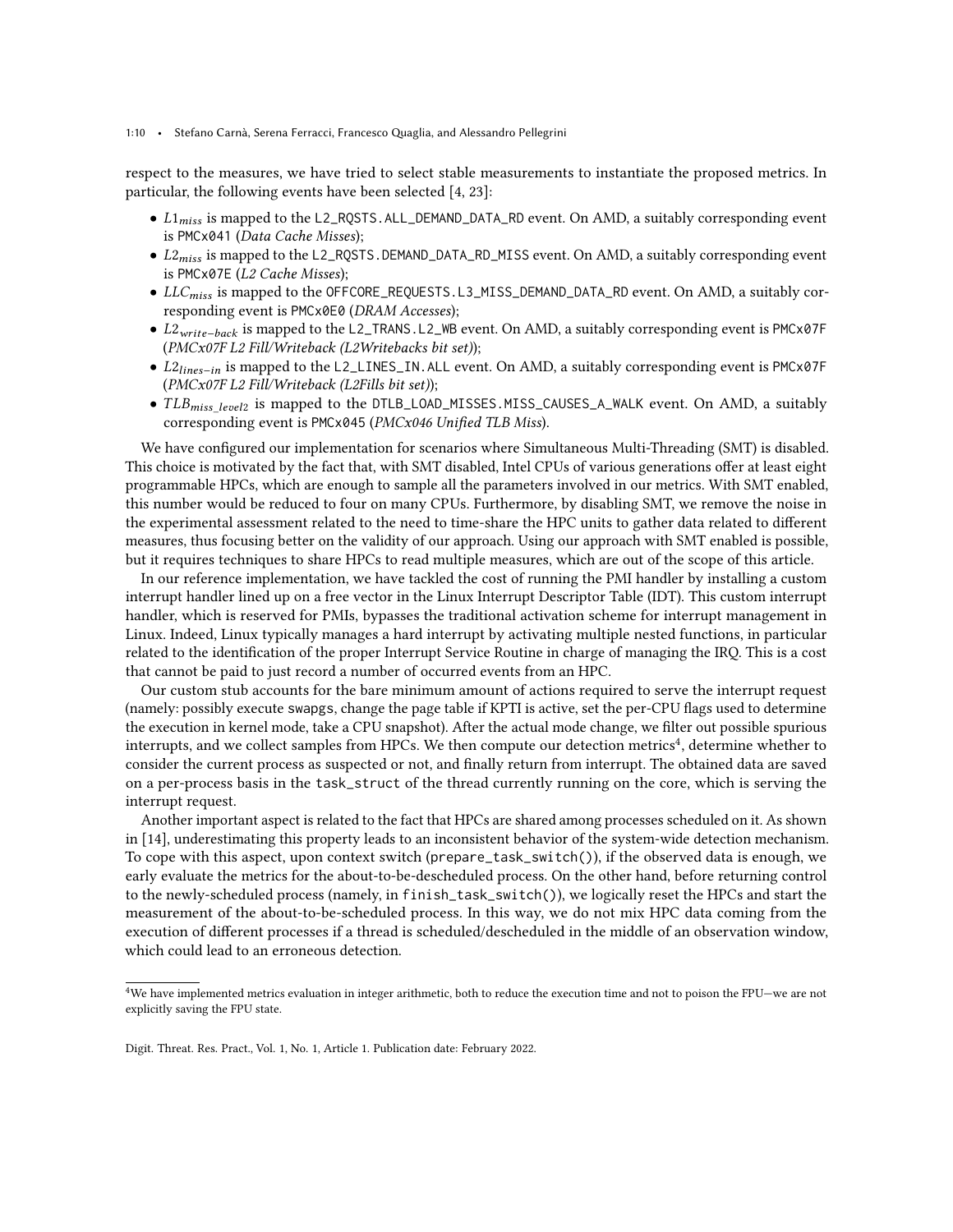respect to the measures, we have tried to select stable measurements to instantiate the proposed metrics. In particular, the following events have been selected [4, 23]:

- $L1_{miss}$ is mapped to the `L2_RQSTS.ALL_DEMAND_DATA_RD` event. On AMD, a suitably corresponding event is `PMCx041` (*Data Cache Misses*);
- $L2_{miss}$ is mapped to the `L2_RQSTS.DEMAND_DATA_RD_MISS` event. On AMD, a suitably corresponding event is `PMCx07E` (*L2 Cache Misses*);
- $LLC_{miss}$ is mapped to the `OFFCORE_REQUESTS.L3_MISS_DEMAND_DATA_RD` event. On AMD, a suitably corresponding event is `PMCx0E0` (*DRAM Accesses*);
- $L2_{write-back}$ is mapped to the `L2_TRANS.L2_WB` event. On AMD, a suitably corresponding event is `PMCx07F` (*PMCx07F L2 Fill/Writeback (L2Writebacks bit set)*);
- $L2_{lines-in}$ is mapped to the `L2_LINES_IN.ALL` event. On AMD, a suitably corresponding event is `PMCx07F` (*PMCx07F L2 Fill/Writeback (L2Fills bit set)*);
- $TLB_{miss\_level2}$ is mapped to the `DTLB_LOAD_MISSES.MISS_CAUSES_A_WALK` event. On AMD, a suitably corresponding event is `PMCx045` (*PMCx046 Unified TLB Miss*).

We have configured our implementation for scenarios where Simultaneous Multi-Threading (SMT) is disabled. This choice is motivated by the fact that, with SMT disabled, Intel CPUs of various generations offer at least eight programmable HPCs, which are enough to sample all the parameters involved in our metrics. With SMT enabled, this number would be reduced to four on many CPUs. Furthermore, by disabling SMT, we remove the noise in the experimental assessment related to the need to time-share the HPC units to gather data related to different measures, thus focusing better on the validity of our approach. Using our approach with SMT enabled is possible, but it requires techniques to share HPCs to read multiple measures, which are out of the scope of this article.

In our reference implementation, we have tackled the cost of running the PMI handler by installing a custom interrupt handler lined up on a free vector in the Linux Interrupt Descriptor Table (IDT). This custom interrupt handler, which is reserved for PMIs, bypasses the traditional activation scheme for interrupt management in Linux. Indeed, Linux typically manages a hard interrupt by activating multiple nested functions, in particular related to the identification of the proper Interrupt Service Routine in charge of managing the IRQ. This is a cost that cannot be paid to just record a number of occurred events from an HPC.

Our custom stub accounts for the bare minimum amount of actions required to serve the interrupt request (namely: possibly execute `swapgs`, change the page table if KPTI is active, set the per-CPU flags used to determine the execution in kernel mode, take a CPU snapshot). After the actual mode change, we filter out possible spurious interrupts, and we collect samples from HPCs. We then compute our detection metrics[4], determine whether to consider the current process as suspected or not, and finally return from interrupt. The obtained data are saved on a per-process basis in the `task_struct` of the thread currently running on the core, which is serving the interrupt request.

Another important aspect is related to the fact that HPCs are shared among processes scheduled on it. As shown in [14], underestimating this property leads to an inconsistent behavior of the system-wide detection mechanism. To cope with this aspect, upon context switch (`prepare_task_switch()`), if the observed data is enough, we early evaluate the metrics for the about-to-be-descheduled process. On the other hand, before returning control to the newly-scheduled process (namely, in `finish_task_switch()`), we logically reset the HPCs and start the measurement of the about-to-be-scheduled process. In this way, we do not mix HPC data coming from the execution of different processes if a thread is scheduled/descheduled in the middle of an observation window, which could lead to an erroneous detection.

---

[4]We have implemented metrics evaluation in integer arithmetic, both to reduce the execution time and not to poison the FPU—we are not explicitly saving the FPU state.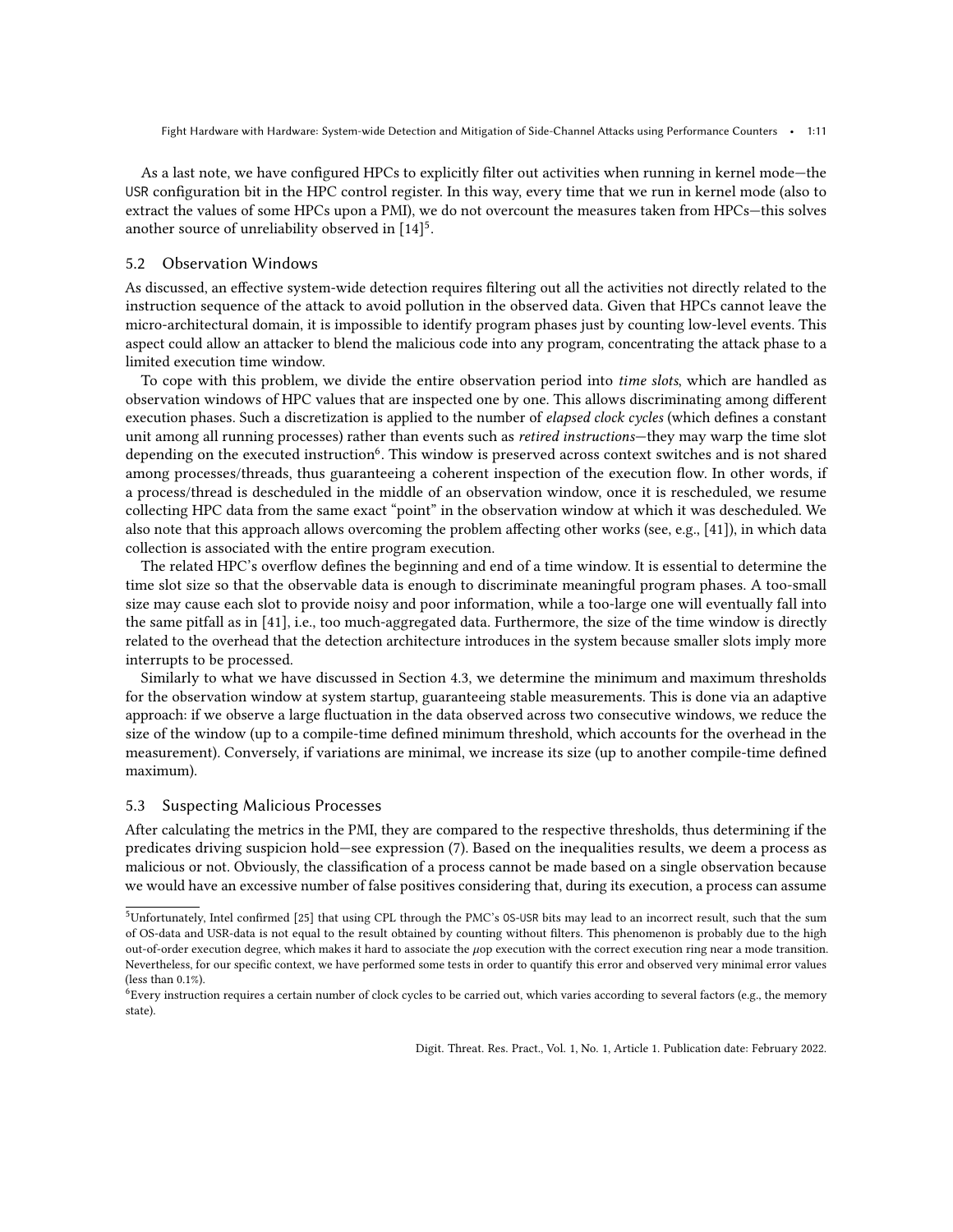As a last note, we have configured HPCs to explicitly filter out activities when running in kernel mode—the USR configuration bit in the HPC control register. In this way, every time that we run in kernel mode (also to extract the values of some HPCs upon a PMI), we do not overcount the measures taken from HPCs—this solves another source of unreliability observed in [14][5].

## 5.2 Observation Windows

As discussed, an effective system-wide detection requires filtering out all the activities not directly related to the instruction sequence of the attack to avoid pollution in the observed data. Given that HPCs cannot leave the micro-architectural domain, it is impossible to identify program phases just by counting low-level events. This aspect could allow an attacker to blend the malicious code into any program, concentrating the attack phase to a limited execution time window.

To cope with this problem, we divide the entire observation period into *time slots*, which are handled as observation windows of HPC values that are inspected one by one. This allows discriminating among different execution phases. Such a discretization is applied to the number of *elapsed clock cycles* (which defines a constant unit among all running processes) rather than events such as *retired instructions*—they may warp the time slot depending on the executed instruction[6]. This window is preserved across context switches and is not shared among processes/threads, thus guaranteeing a coherent inspection of the execution flow. In other words, if a process/thread is descheduled in the middle of an observation window, once it is rescheduled, we resume collecting HPC data from the same exact "point" in the observation window at which it was descheduled. We also note that this approach allows overcoming the problem affecting other works (see, e.g., [41]), in which data collection is associated with the entire program execution.

The related HPC's overflow defines the beginning and end of a time window. It is essential to determine the time slot size so that the observable data is enough to discriminate meaningful program phases. A too-small size may cause each slot to provide noisy and poor information, while a too-large one will eventually fall into the same pitfall as in [41], i.e., too much-aggregated data. Furthermore, the size of the time window is directly related to the overhead that the detection architecture introduces in the system because smaller slots imply more interrupts to be processed.

Similarly to what we have discussed in Section 4.3, we determine the minimum and maximum thresholds for the observation window at system startup, guaranteeing stable measurements. This is done via an adaptive approach: if we observe a large fluctuation in the data observed across two consecutive windows, we reduce the size of the window (up to a compile-time defined minimum threshold, which accounts for the overhead in the measurement). Conversely, if variations are minimal, we increase its size (up to another compile-time defined maximum).

## 5.3 Suspecting Malicious Processes

After calculating the metrics in the PMI, they are compared to the respective thresholds, thus determining if the predicates driving suspicion hold—see expression (7). Based on the inequalities results, we deem a process as malicious or not. Obviously, the classification of a process cannot be made based on a single observation because we would have an excessive number of false positives considering that, during its execution, a process can assume

---

[5] Unfortunately, Intel confirmed [25] that using CPL through the PMC's OS-USR bits may lead to an incorrect result, such that the sum of OS-data and USR-data is not equal to the result obtained by counting without filters. This phenomenon is probably due to the high out-of-order execution degree, which makes it hard to associate the $\mu$op execution with the correct execution ring near a mode transition. Nevertheless, for our specific context, we have performed some tests in order to quantify this error and observed very minimal error values (less than 0.1%).

[6] Every instruction requires a certain number of clock cycles to be carried out, which varies according to several factors (e.g., the memory state).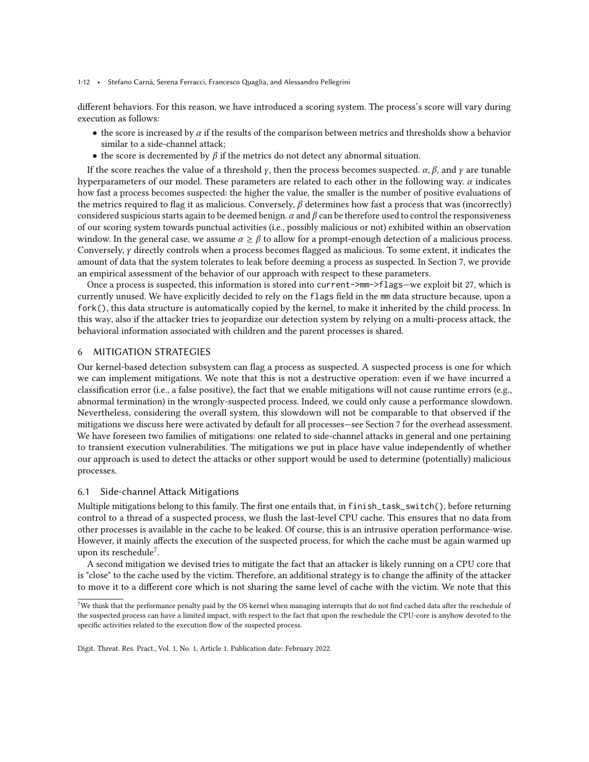different behaviors. For this reason, we have introduced a scoring system. The process's score will vary during execution as follows:

- the score is increased by $\alpha$ if the results of the comparison between metrics and thresholds show a behavior similar to a side-channel attack;
- the score is decremented by $\beta$ if the metrics do not detect any abnormal situation.

If the score reaches the value of a threshold $\gamma$, then the process becomes suspected. $\alpha$, $\beta$, and $\gamma$ are tunable hyperparameters of our model. These parameters are related to each other in the following way. $\alpha$ indicates how fast a process becomes suspected: the higher the value, the smaller is the number of positive evaluations of the metrics required to flag it as malicious. Conversely, $\beta$ determines how fast a process that was (incorrectly) considered suspicious starts again to be deemed benign. $\alpha$ and $\beta$ can be therefore used to control the responsiveness of our scoring system towards punctual activities (i.e., possibly malicious or not) exhibited within an observation window. In the general case, we assume $\alpha \geq \beta$ to allow for a prompt-enough detection of a malicious process. Conversely, $\gamma$ directly controls when a process becomes flagged as malicious. To some extent, it indicates the amount of data that the system tolerates to leak before deeming a process as suspected. In Section 7, we provide an empirical assessment of the behavior of our approach with respect to these parameters.

Once a process is suspected, this information is stored into `current->mm->flags`—we exploit bit 27, which is currently unused. We have explicitly decided to rely on the `flags` field in the `mm` data structure because, upon a `fork()`, this data structure is automatically copied by the kernel, to make it inherited by the child process. In this way, also if the attacker tries to jeopardize our detection system by relying on a multi-process attack, the behavioral information associated with children and the parent processes is shared.

## 6 MITIGATION STRATEGIES

Our kernel-based detection subsystem can flag a process as suspected. A suspected process is one for which we can implement mitigations. We note that this is not a destructive operation: even if we have incurred a classification error (i.e., a false positive), the fact that we enable mitigations will not cause runtime errors (e.g., abnormal termination) in the wrongly-suspected process. Indeed, we could only cause a performance slowdown. Nevertheless, considering the overall system, this slowdown will not be comparable to that observed if the mitigations we discuss here were activated by default for all processes—see Section 7 for the overhead assessment. We have foreseen two families of mitigations: one related to side-channel attacks in general and one pertaining to transient execution vulnerabilities. The mitigations we put in place have value independently of whether our approach is used to detect the attacks or other support would be used to determine (potentially) malicious processes.

### 6.1 Side-channel Attack Mitigations

Multiple mitigations belong to this family. The first one entails that, in `finish_task_switch()`, before returning control to a thread of a suspected process, we flush the last-level CPU cache. This ensures that no data from other processes is available in the cache to be leaked. Of course, this is an intrusive operation performance-wise. However, it mainly affects the execution of the suspected process, for which the cache must be again warmed up upon its reschedule[7].

A second mitigation we devised tries to mitigate the fact that an attacker is likely running on a CPU core that is "close" to the cache used by the victim. Therefore, an additional strategy is to change the affinity of the attacker to move it to a different core which is not sharing the same level of cache with the victim. We note that this

[7]We think that the performance penalty paid by the OS kernel when managing interrupts that do not find cached data after the reschedule of the suspected process can have a limited impact, with respect to the fact that upon the reschedule the CPU-core is anyhow devoted to the specific activities related to the execution flow of the suspected process.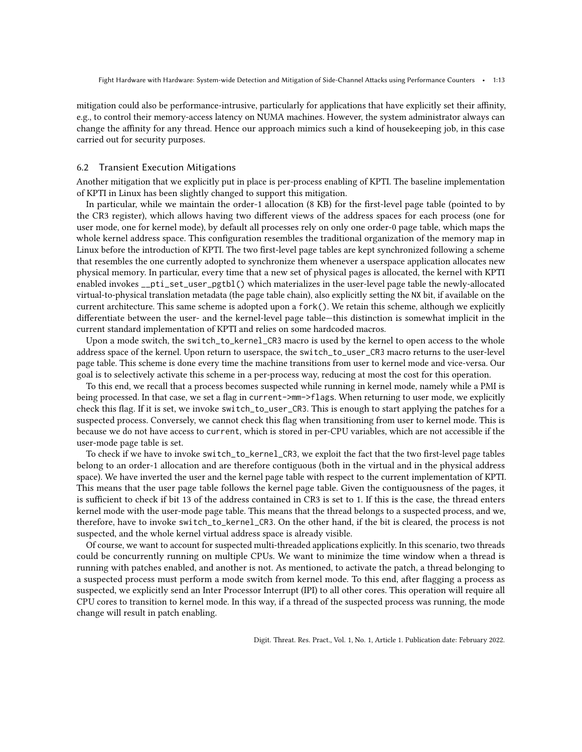mitigation could also be performance-intrusive, particularly for applications that have explicitly set their affinity, e.g., to control their memory-access latency on NUMA machines. However, the system administrator always can change the affinity for any thread. Hence our approach mimics such a kind of housekeeping job, in this case carried out for security purposes.

## 6.2 Transient Execution Mitigations

Another mitigation that we explicitly put in place is per-process enabling of KPTI. The baseline implementation of KPTI in Linux has been slightly changed to support this mitigation.

In particular, while we maintain the order-1 allocation (8 KB) for the first-level page table (pointed to by the CR3 register), which allows having two different views of the address spaces for each process (one for user mode, one for kernel mode), by default all processes rely on only one order-0 page table, which maps the whole kernel address space. This configuration resembles the traditional organization of the memory map in Linux before the introduction of KPTI. The two first-level page tables are kept synchronized following a scheme that resembles the one currently adopted to synchronize them whenever a userspace application allocates new physical memory. In particular, every time that a new set of physical pages is allocated, the kernel with KPTI enabled invokes `__pti_set_user_pgtbl()` which materializes in the user-level page table the newly-allocated virtual-to-physical translation metadata (the page table chain), also explicitly setting the `NX` bit, if available on the current architecture. This same scheme is adopted upon a `fork()`. We retain this scheme, although we explicitly differentiate between the user- and the kernel-level page table—this distinction is somewhat implicit in the current standard implementation of KPTI and relies on some hardcoded macros.

Upon a mode switch, the `switch_to_kernel_CR3` macro is used by the kernel to open access to the whole address space of the kernel. Upon return to userspace, the `switch_to_user_CR3` macro returns to the user-level page table. This scheme is done every time the machine transitions from user to kernel mode and vice-versa. Our goal is to selectively activate this scheme in a per-process way, reducing at most the cost for this operation.

To this end, we recall that a process becomes suspected while running in kernel mode, namely while a PMI is being processed. In that case, we set a flag in `current->mm->flags`. When returning to user mode, we explicitly check this flag. If it is set, we invoke `switch_to_user_CR3`. This is enough to start applying the patches for a suspected process. Conversely, we cannot check this flag when transitioning from user to kernel mode. This is because we do not have access to `current`, which is stored in per-CPU variables, which are not accessible if the user-mode page table is set.

To check if we have to invoke `switch_to_kernel_CR3`, we exploit the fact that the two first-level page tables belong to an order-1 allocation and are therefore contiguous (both in the virtual and in the physical address space). We have inverted the user and the kernel page table with respect to the current implementation of KPTI. This means that the user page table follows the kernel page table. Given the contiguousness of the pages, it is sufficient to check if bit 13 of the address contained in CR3 is set to 1. If this is the case, the thread enters kernel mode with the user-mode page table. This means that the thread belongs to a suspected process, and we, therefore, have to invoke `switch_to_kernel_CR3`. On the other hand, if the bit is cleared, the process is not suspected, and the whole kernel virtual address space is already visible.

Of course, we want to account for suspected multi-threaded applications explicitly. In this scenario, two threads could be concurrently running on multiple CPUs. We want to minimize the time window when a thread is running with patches enabled, and another is not. As mentioned, to activate the patch, a thread belonging to a suspected process must perform a mode switch from kernel mode. To this end, after flagging a process as suspected, we explicitly send an Inter Processor Interrupt (IPI) to all other cores. This operation will require all CPU cores to transition to kernel mode. In this way, if a thread of the suspected process was running, the mode change will result in patch enabling.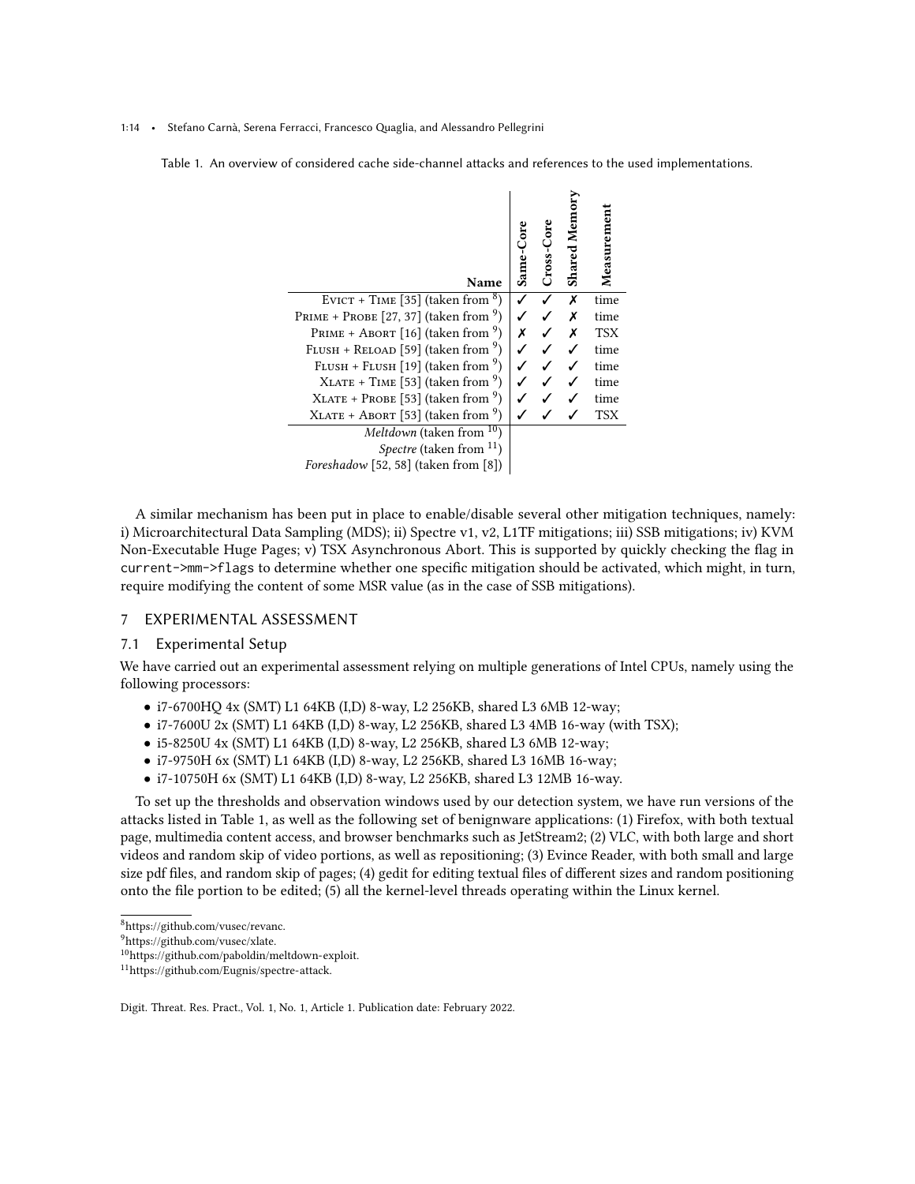Table 1. An overview of considered cache side-channel attacks and references to the used implementations.

| Name | Same-Core | Cross-Core | Shared Memory | Measurement |
|---|---|---|---|---|
| Evict + Time [35] (taken from [8]) | ✓ | ✓ | ✗ | time |
| Prime + Probe [27, 37] (taken from [9]) | ✓ | ✓ | ✗ | time |
| Prime + Abort [16] (taken from [9]) | ✗ | ✓ | ✗ | TSX |
| Flush + Reload [59] (taken from [9]) | ✓ | ✓ | ✓ | time |
| Flush + Flush [19] (taken from [9]) | ✓ | ✓ | ✓ | time |
| Xlate + Time [53] (taken from [9]) | ✓ | ✓ | ✓ | time |
| Xlate + Probe [53] (taken from [9]) | ✓ | ✓ | ✓ | time |
| Xlate + Abort [53] (taken from [9]) | ✓ | ✓ | ✓ | TSX |
| *Meltdown* (taken from [10]) | | | | |
| *Spectre* (taken from [11]) | | | | |
| *Foreshadow* [52, 58] (taken from [8]) | | | | |

A similar mechanism has been put in place to enable/disable several other mitigation techniques, namely: i) Microarchitectural Data Sampling (MDS); ii) Spectre v1, v2, L1TF mitigations; iii) SSB mitigations; iv) KVM Non-Executable Huge Pages; v) TSX Asynchronous Abort. This is supported by quickly checking the flag in `current->mm->flags` to determine whether one specific mitigation should be activated, which might, in turn, require modifying the content of some MSR value (as in the case of SSB mitigations).

## 7 EXPERIMENTAL ASSESSMENT

### 7.1 Experimental Setup

We have carried out an experimental assessment relying on multiple generations of Intel CPUs, namely using the following processors:

- i7-6700HQ 4x (SMT) L1 64KB (I,D) 8-way, L2 256KB, shared L3 6MB 12-way;
- i7-7600U 2x (SMT) L1 64KB (I,D) 8-way, L2 256KB, shared L3 4MB 16-way (with TSX);
- i5-8250U 4x (SMT) L1 64KB (I,D) 8-way, L2 256KB, shared L3 6MB 12-way;
- i7-9750H 6x (SMT) L1 64KB (I,D) 8-way, L2 256KB, shared L3 16MB 16-way;
- i7-10750H 6x (SMT) L1 64KB (I,D) 8-way, L2 256KB, shared L3 12MB 16-way.

To set up the thresholds and observation windows used by our detection system, we have run versions of the attacks listed in Table 1, as well as the following set of benignware applications: (1) Firefox, with both textual page, multimedia content access, and browser benchmarks such as JetStream2; (2) VLC, with both large and short videos and random skip of video portions, as well as repositioning; (3) Evince Reader, with both small and large size pdf files, and random skip of pages; (4) gedit for editing textual files of different sizes and random positioning onto the file portion to be edited; (5) all the kernel-level threads operating within the Linux kernel.

[8] https://github.com/vusec/revanc.

[9] https://github.com/vusec/xlate.

[10] https://github.com/paboldin/meltdown-exploit.

[11] https://github.com/Eugnis/spectre-attack.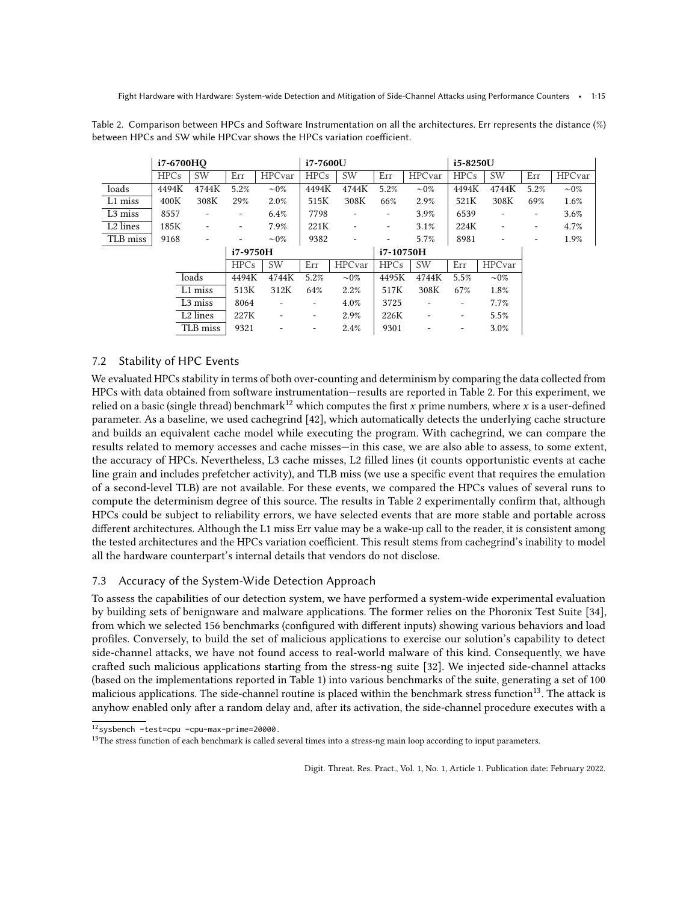Table 2. Comparison between HPCs and Software Instrumentation on all the architectures. Err represents the distance (%) between HPCs and SW while HPCvar shows the HPCs variation coefficient.

| | i7-6700HQ | | | | i7-7600U | | | | i5-8250U | | | |
|---|---|---|---|---|---|---|---|---|---|---|---|---|
| | HPCs | SW | Err | HPCvar | HPCs | SW | Err | HPCvar | HPCs | SW | Err | HPCvar |
| loads | 4494K | 4744K | 5.2% | ∼0% | 4494K | 4744K | 5.2% | ∼0% | 4494K | 4744K | 5.2% | ∼0% |
| L1 miss | 400K | 308K | 29% | 2.0% | 515K | 308K | 66% | 2.9% | 521K | 308K | 69% | 1.6% |
| L3 miss | 8557 | - | - | 6.4% | 7798 | - | - | 3.9% | 6539 | - | - | 3.6% |
| L2 lines | 185K | - | - | 7.9% | 221K | - | - | 3.1% | 224K | - | - | 4.7% |
| TLB miss | 9168 | - | - | ∼0% | 9382 | - | - | 5.7% | 8981 | - | - | 1.9% |

| | i7-9750H | | | | i7-10750H | | | |
|---|---|---|---|---|---|---|---|---|
| | HPCs | SW | Err | HPCvar | HPCs | SW | Err | HPCvar |
| loads | 4494K | 4744K | 5.2% | ∼0% | 4495K | 4744K | 5.5% | ∼0% |
| L1 miss | 513K | 312K | 64% | 2.2% | 517K | 308K | 67% | 1.8% |
| L3 miss | 8064 | - | - | 4.0% | 3725 | - | - | 7.7% |
| L2 lines | 227K | - | - | 2.9% | 226K | - | - | 5.5% |
| TLB miss | 9321 | - | - | 2.4% | 9301 | - | - | 3.0% |

### 7.2 Stability of HPC Events

We evaluated HPCs stability in terms of both over-counting and determinism by comparing the data collected from HPCs with data obtained from software instrumentation—results are reported in Table 2. For this experiment, we relied on a basic (single thread) benchmark[12] which computes the first $x$ prime numbers, where $x$ is a user-defined parameter. As a baseline, we used cachegrind [42], which automatically detects the underlying cache structure and builds an equivalent cache model while executing the program. With cachegrind, we can compare the results related to memory accesses and cache misses—in this case, we are also able to assess, to some extent, the accuracy of HPCs. Nevertheless, L3 cache misses, L2 filled lines (it counts opportunistic events at cache line grain and includes prefetcher activity), and TLB miss (we use a specific event that requires the emulation of a second-level TLB) are not available. For these events, we compared the HPCs values of several runs to compute the determinism degree of this source. The results in Table 2 experimentally confirm that, although HPCs could be subject to reliability errors, we have selected events that are more stable and portable across different architectures. Although the L1 miss Err value may be a wake-up call to the reader, it is consistent among the tested architectures and the HPCs variation coefficient. This result stems from cachegrind's inability to model all the hardware counterpart's internal details that vendors do not disclose.

### 7.3 Accuracy of the System-Wide Detection Approach

To assess the capabilities of our detection system, we have performed a system-wide experimental evaluation by building sets of benignware and malware applications. The former relies on the Phoronix Test Suite [34], from which we selected 156 benchmarks (configured with different inputs) showing various behaviors and load profiles. Conversely, to build the set of malicious applications to exercise our solution's capability to detect side-channel attacks, we have not found access to real-world malware of this kind. Consequently, we have crafted such malicious applications starting from the stress-ng suite [32]. We injected side-channel attacks (based on the implementations reported in Table 1) into various benchmarks of the suite, generating a set of 100 malicious applications. The side-channel routine is placed within the benchmark stress function[13]. The attack is anyhow enabled only after a random delay and, after its activation, the side-channel procedure executes with a

[12] `sysbench –test=cpu –cpu-max-prime=20000`.

[13] The stress function of each benchmark is called several times into a stress-ng main loop according to input parameters.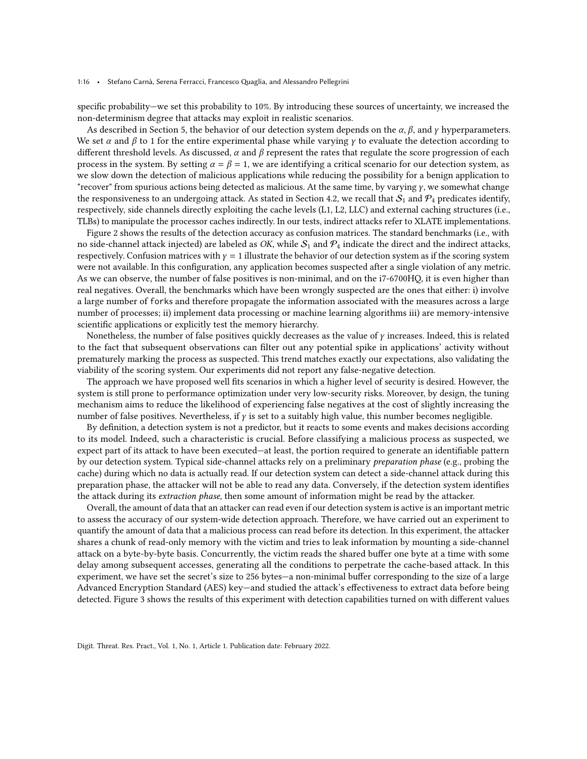specific probability—we set this probability to 10%. By introducing these sources of uncertainty, we increased the non-determinism degree that attacks may exploit in realistic scenarios.

As described in Section 5, the behavior of our detection system depends on the $\alpha$, $\beta$, and $\gamma$ hyperparameters. We set $\alpha$ and $\beta$ to 1 for the entire experimental phase while varying $\gamma$ to evaluate the detection according to different threshold levels. As discussed, $\alpha$ and $\beta$ represent the rates that regulate the score progression of each process in the system. By setting $\alpha = \beta = 1$, we are identifying a critical scenario for our detection system, as we slow down the detection of malicious applications while reducing the possibility for a benign application to "recover" from spurious actions being detected as malicious. At the same time, by varying $\gamma$, we somewhat change the responsiveness to an undergoing attack. As stated in Section 4.2, we recall that $\mathcal{S}_1$ and $\mathcal{P}_4$ predicates identify, respectively, side channels directly exploiting the cache levels (L1, L2, LLC) and external caching structures (i.e., TLBs) to manipulate the processor caches indirectly. In our tests, indirect attacks refer to XLATE implementations.

Figure 2 shows the results of the detection accuracy as confusion matrices. The standard benchmarks (i.e., with no side-channel attack injected) are labeled as *OK*, while $\mathcal{S}_1$ and $\mathcal{P}_4$ indicate the direct and the indirect attacks, respectively. Confusion matrices with $\gamma = 1$ illustrate the behavior of our detection system as if the scoring system were not available. In this configuration, any application becomes suspected after a single violation of any metric. As we can observe, the number of false positives is non-minimal, and on the i7-6700HQ, it is even higher than real negatives. Overall, the benchmarks which have been wrongly suspected are the ones that either: i) involve a large number of `forks` and therefore propagate the information associated with the measures across a large number of processes; ii) implement data processing or machine learning algorithms iii) are memory-intensive scientific applications or explicitly test the memory hierarchy.

Nonetheless, the number of false positives quickly decreases as the value of $\gamma$ increases. Indeed, this is related to the fact that subsequent observations can filter out any potential spike in applications' activity without prematurely marking the process as suspected. This trend matches exactly our expectations, also validating the viability of the scoring system. Our experiments did not report any false-negative detection.

The approach we have proposed well fits scenarios in which a higher level of security is desired. However, the system is still prone to performance optimization under very low-security risks. Moreover, by design, the tuning mechanism aims to reduce the likelihood of experiencing false negatives at the cost of slightly increasing the number of false positives. Nevertheless, if $\gamma$ is set to a suitably high value, this number becomes negligible.

By definition, a detection system is not a predictor, but it reacts to some events and makes decisions according to its model. Indeed, such a characteristic is crucial. Before classifying a malicious process as suspected, we expect part of its attack to have been executed—at least, the portion required to generate an identifiable pattern by our detection system. Typical side-channel attacks rely on a preliminary *preparation phase* (e.g., probing the cache) during which no data is actually read. If our detection system can detect a side-channel attack during this preparation phase, the attacker will not be able to read any data. Conversely, if the detection system identifies the attack during its *extraction phase*, then some amount of information might be read by the attacker.

Overall, the amount of data that an attacker can read even if our detection system is active is an important metric to assess the accuracy of our system-wide detection approach. Therefore, we have carried out an experiment to quantify the amount of data that a malicious process can read before its detection. In this experiment, the attacker shares a chunk of read-only memory with the victim and tries to leak information by mounting a side-channel attack on a byte-by-byte basis. Concurrently, the victim reads the shared buffer one byte at a time with some delay among subsequent accesses, generating all the conditions to perpetrate the cache-based attack. In this experiment, we have set the secret's size to 256 bytes—a non-minimal buffer corresponding to the size of a large Advanced Encryption Standard (AES) key—and studied the attack's effectiveness to extract data before being detected. Figure 3 shows the results of this experiment with detection capabilities turned on with different values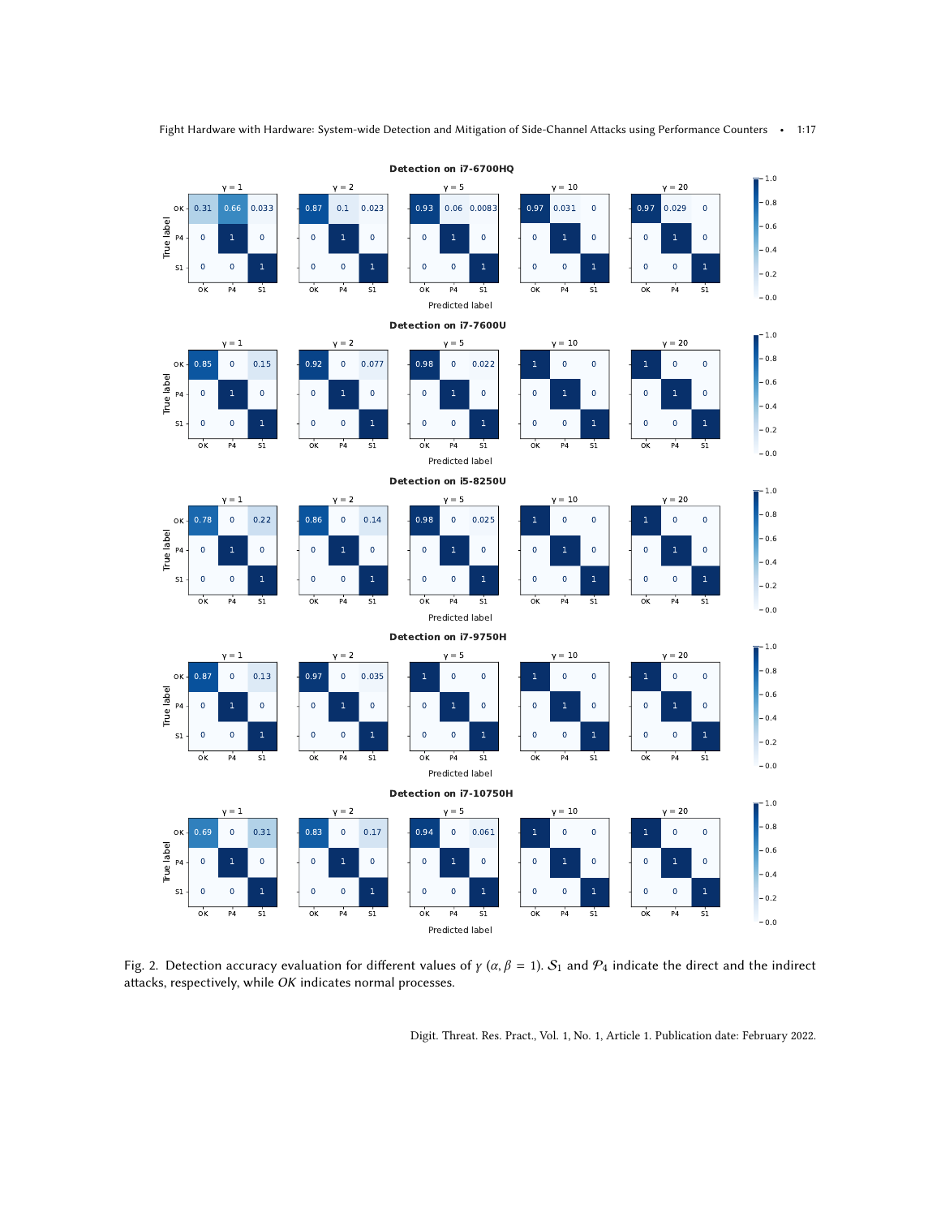**Detection on i7-6700HQ**

| True label | γ = 1 | | | γ = 2 | | | γ = 5 | | | γ = 10 | | | γ = 20 | | |
|---|---|---|---|---|---|---|---|---|---|---|---|---|---|---|---|
| | OK | P4 | S1 | OK | P4 | S1 | OK | P4 | S1 | OK | P4 | S1 | OK | P4 | S1 |
| OK | 0.31 | 0.66 | 0.033 | 0.87 | 0.1 | 0.023 | 0.93 | 0.06 | 0.0083 | 0.97 | 0.031 | 0 | 0.97 | 0.029 | 0 |
| P4 | 0 | 1 | 0 | 0 | 1 | 0 | 0 | 1 | 0 | 0 | 1 | 0 | 0 | 1 | 0 |
| S1 | 0 | 0 | 1 | 0 | 0 | 1 | 0 | 0 | 1 | 0 | 0 | 1 | 0 | 0 | 1 |

**Detection on i7-7600U**

| True label | γ = 1 | | | γ = 2 | | | γ = 5 | | | γ = 10 | | | γ = 20 | | |
|---|---|---|---|---|---|---|---|---|---|---|---|---|---|---|---|
| | OK | P4 | S1 | OK | P4 | S1 | OK | P4 | S1 | OK | P4 | S1 | OK | P4 | S1 |
| OK | 0.85 | 0 | 0.15 | 0.92 | 0 | 0.077 | 0.98 | 0 | 0.022 | 1 | 0 | 0 | 1 | 0 | 0 |
| P4 | 0 | 1 | 0 | 0 | 1 | 0 | 0 | 1 | 0 | 0 | 1 | 0 | 0 | 1 | 0 |
| S1 | 0 | 0 | 1 | 0 | 0 | 1 | 0 | 0 | 1 | 0 | 0 | 1 | 0 | 0 | 1 |

**Detection on i5-8250U**

| True label | γ = 1 | | | γ = 2 | | | γ = 5 | | | γ = 10 | | | γ = 20 | | |
|---|---|---|---|---|---|---|---|---|---|---|---|---|---|---|---|
| | OK | P4 | S1 | OK | P4 | S1 | OK | P4 | S1 | OK | P4 | S1 | OK | P4 | S1 |
| OK | 0.78 | 0 | 0.22 | 0.86 | 0 | 0.14 | 0.98 | 0 | 0.025 | 1 | 0 | 0 | 1 | 0 | 0 |
| P4 | 0 | 1 | 0 | 0 | 1 | 0 | 0 | 1 | 0 | 0 | 1 | 0 | 0 | 1 | 0 |
| S1 | 0 | 0 | 1 | 0 | 0 | 1 | 0 | 0 | 1 | 0 | 0 | 1 | 0 | 0 | 1 |

**Detection on i7-9750H**

| True label | γ = 1 | | | γ = 2 | | | γ = 5 | | | γ = 10 | | | γ = 20 | | |
|---|---|---|---|---|---|---|---|---|---|---|---|---|---|---|---|
| | OK | P4 | S1 | OK | P4 | S1 | OK | P4 | S1 | OK | P4 | S1 | OK | P4 | S1 |
| OK | 0.87 | 0 | 0.13 | 0.97 | 0 | 0.035 | 1 | 0 | 0 | 1 | 0 | 0 | 1 | 0 | 0 |
| P4 | 0 | 1 | 0 | 0 | 1 | 0 | 0 | 1 | 0 | 0 | 1 | 0 | 0 | 1 | 0 |
| S1 | 0 | 0 | 1 | 0 | 0 | 1 | 0 | 0 | 1 | 0 | 0 | 1 | 0 | 0 | 1 |

**Detection on i7-10750H**

| True label | γ = 1 | | | γ = 2 | | | γ = 5 | | | γ = 10 | | | γ = 20 | | |
|---|---|---|---|---|---|---|---|---|---|---|---|---|---|---|---|
| | OK | P4 | S1 | OK | P4 | S1 | OK | P4 | S1 | OK | P4 | S1 | OK | P4 | S1 |
| OK | 0.69 | 0 | 0.31 | 0.83 | 0 | 0.17 | 0.94 | 0 | 0.061 | 1 | 0 | 0 | 1 | 0 | 0 |
| P4 | 0 | 1 | 0 | 0 | 1 | 0 | 0 | 1 | 0 | 0 | 1 | 0 | 0 | 1 | 0 |
| S1 | 0 | 0 | 1 | 0 | 0 | 1 | 0 | 0 | 1 | 0 | 0 | 1 | 0 | 0 | 1 |

(Columns: Predicted label)

Fig. 2. Detection accuracy evaluation for different values of $\gamma$ ($\alpha, \beta = 1$). $\mathcal{S}_1$ and $\mathcal{P}_4$ indicate the direct and the indirect attacks, respectively, while *OK* indicates normal processes.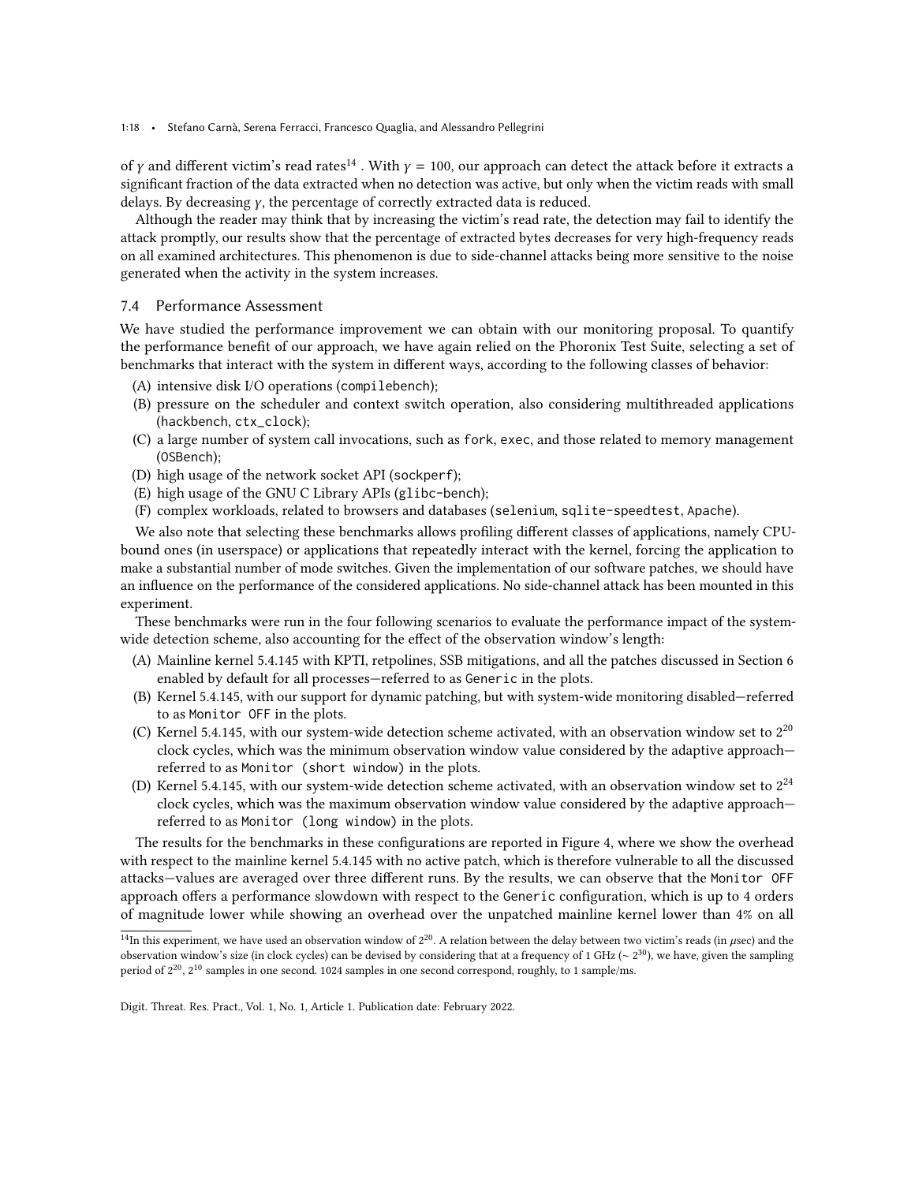of $\gamma$ and different victim's read rates[14]. With $\gamma = 100$, our approach can detect the attack before it extracts a significant fraction of the data extracted when no detection was active, but only when the victim reads with small delays. By decreasing $\gamma$, the percentage of correctly extracted data is reduced.

Although the reader may think that by increasing the victim's read rate, the detection may fail to identify the attack promptly, our results show that the percentage of extracted bytes decreases for very high-frequency reads on all examined architectures. This phenomenon is due to side-channel attacks being more sensitive to the noise generated when the activity in the system increases.

### 7.4 Performance Assessment

We have studied the performance improvement we can obtain with our monitoring proposal. To quantify the performance benefit of our approach, we have again relied on the Phoronix Test Suite, selecting a set of benchmarks that interact with the system in different ways, according to the following classes of behavior:

(A) intensive disk I/O operations (`compilebench`);
(B) pressure on the scheduler and context switch operation, also considering multithreaded applications (`hackbench`, `ctx_clock`);
(C) a large number of system call invocations, such as `fork`, `exec`, and those related to memory management (`OSBench`);
(D) high usage of the network socket API (`sockperf`);
(E) high usage of the GNU C Library APIs (`glibc-bench`);
(F) complex workloads, related to browsers and databases (`selenium`, `sqlite-speedtest`, `Apache`).

We also note that selecting these benchmarks allows profiling different classes of applications, namely CPU-bound ones (in userspace) or applications that repeatedly interact with the kernel, forcing the application to make a substantial number of mode switches. Given the implementation of our software patches, we should have an influence on the performance of the considered applications. No side-channel attack has been mounted in this experiment.

These benchmarks were run in the four following scenarios to evaluate the performance impact of the system-wide detection scheme, also accounting for the effect of the observation window's length:

(A) Mainline kernel 5.4.145 with KPTI, retpolines, SSB mitigations, and all the patches discussed in Section 6 enabled by default for all processes—referred to as `Generic` in the plots.
(B) Kernel 5.4.145, with our support for dynamic patching, but with system-wide monitoring disabled—referred to as `Monitor OFF` in the plots.
(C) Kernel 5.4.145, with our system-wide detection scheme activated, with an observation window set to $2^{20}$ clock cycles, which was the minimum observation window value considered by the adaptive approach—referred to as `Monitor (short window)` in the plots.
(D) Kernel 5.4.145, with our system-wide detection scheme activated, with an observation window set to $2^{24}$ clock cycles, which was the maximum observation window value considered by the adaptive approach—referred to as `Monitor (long window)` in the plots.

The results for the benchmarks in these configurations are reported in Figure 4, where we show the overhead with respect to the mainline kernel 5.4.145 with no active patch, which is therefore vulnerable to all the discussed attacks—values are averaged over three different runs. By the results, we can observe that the `Monitor OFF` approach offers a performance slowdown with respect to the `Generic` configuration, which is up to 4 orders of magnitude lower while showing an overhead over the unpatched mainline kernel lower than 4% on all

[14] In this experiment, we have used an observation window of $2^{20}$. A relation between the delay between two victim's reads (in $\mu$sec) and the observation window's size (in clock cycles) can be devised by considering that at a frequency of 1 GHz ($\sim 2^{30}$), we have, given the sampling period of $2^{20}$, $2^{10}$ samples in one second. 1024 samples in one second correspond, roughly, to 1 sample/ms.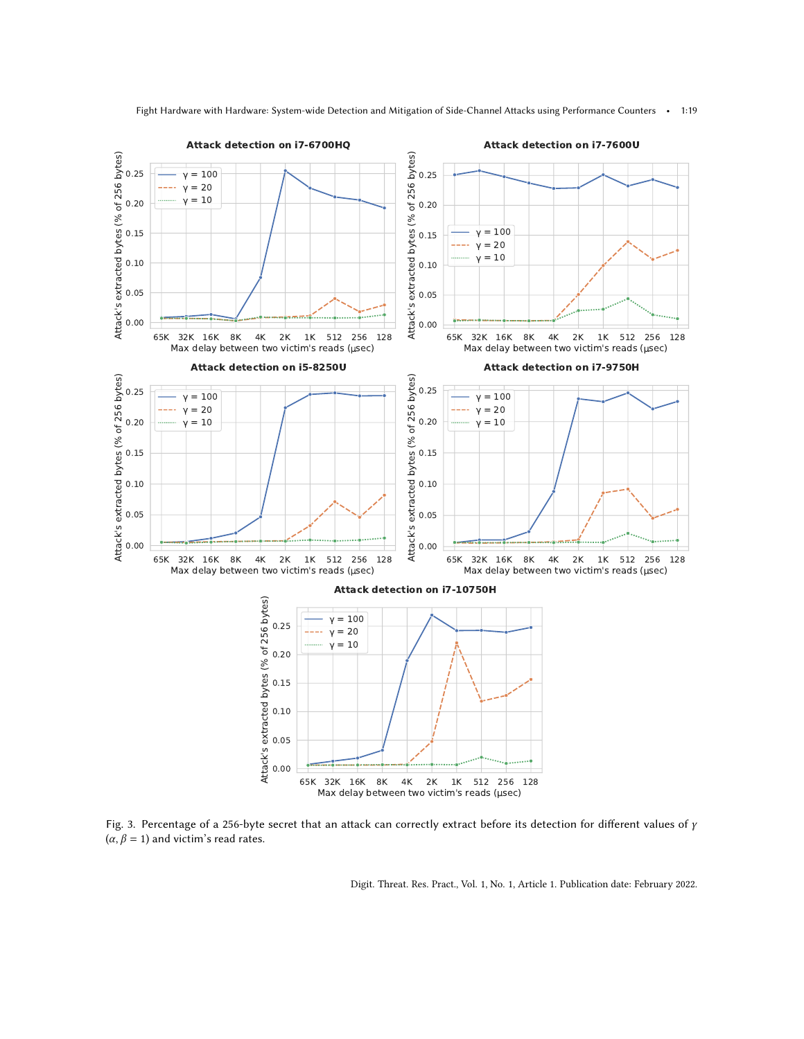Fig. 3. Percentage of a 256-byte secret that an attack can correctly extract before its detection for different values of $\gamma$ ($\alpha, \beta = 1$) and victim's read rates.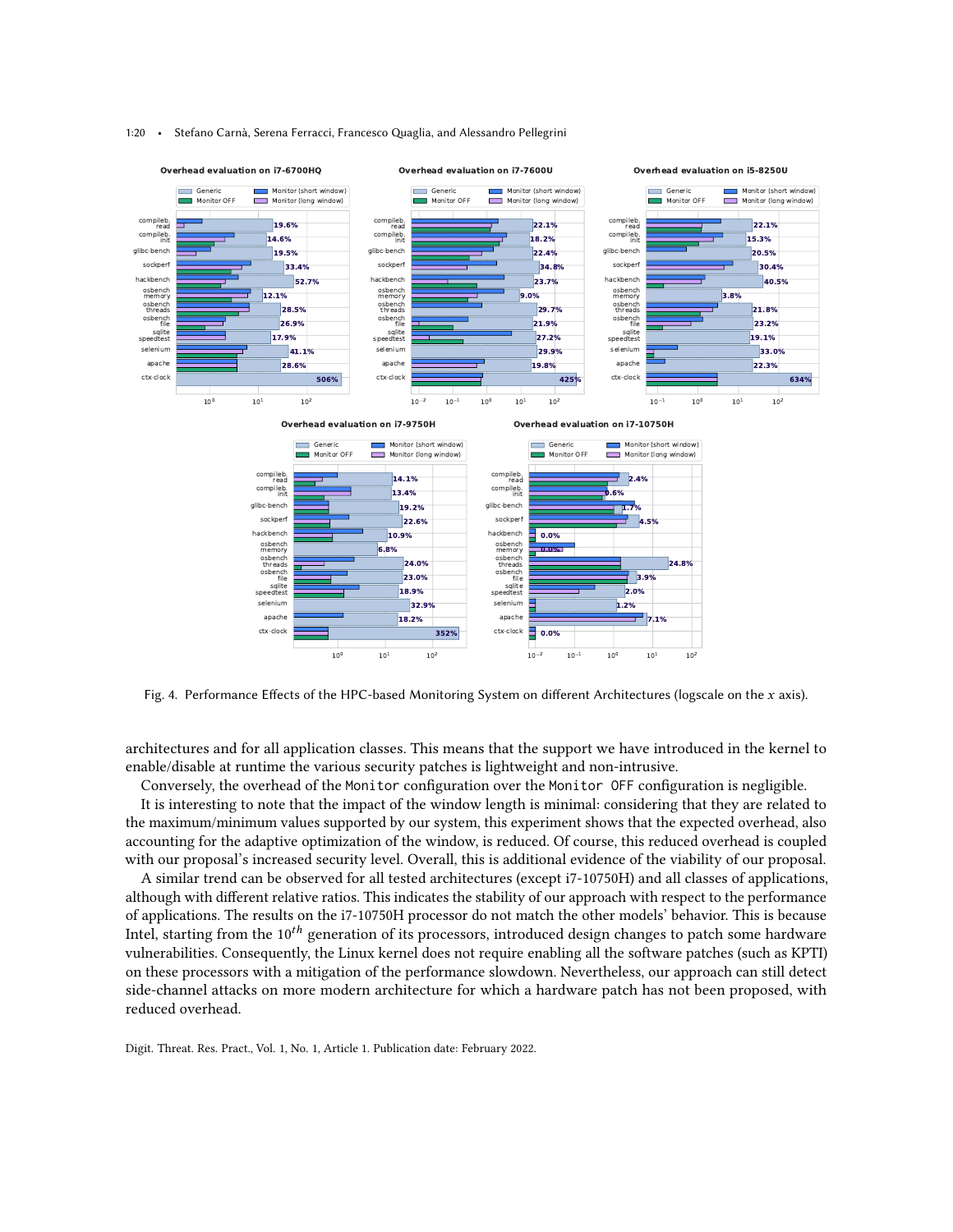Fig. 4. Performance Effects of the HPC-based Monitoring System on different Architectures (logscale on the $x$ axis).

architectures and for all application classes. This means that the support we have introduced in the kernel to enable/disable at runtime the various security patches is lightweight and non-intrusive.

Conversely, the overhead of the `Monitor` configuration over the `Monitor OFF` configuration is negligible.

It is interesting to note that the impact of the window length is minimal: considering that they are related to the maximum/minimum values supported by our system, this experiment shows that the expected overhead, also accounting for the adaptive optimization of the window, is reduced. Of course, this reduced overhead is coupled with our proposal's increased security level. Overall, this is additional evidence of the viability of our proposal.

A similar trend can be observed for all tested architectures (except i7-10750H) and all classes of applications, although with different relative ratios. This indicates the stability of our approach with respect to the performance of applications. The results on the i7-10750H processor do not match the other models' behavior. This is because Intel, starting from the $10^{th}$ generation of its processors, introduced design changes to patch some hardware vulnerabilities. Consequently, the Linux kernel does not require enabling all the software patches (such as KPTI) on these processors with a mitigation of the performance slowdown. Nevertheless, our approach can still detect side-channel attacks on more modern architecture for which a hardware patch has not been proposed, with reduced overhead.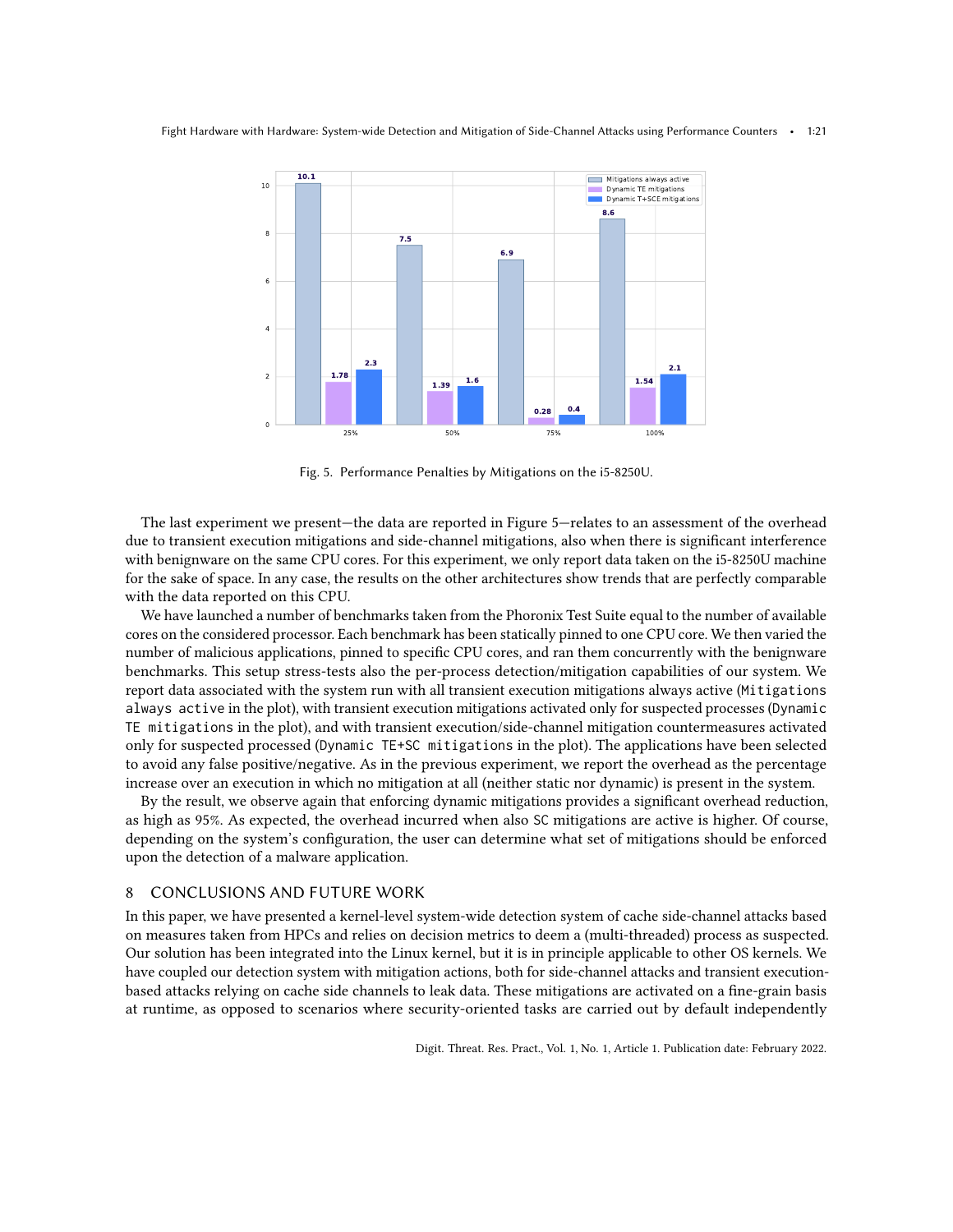Fig. 5. Performance Penalties by Mitigations on the i5-8250U.

The last experiment we present—the data are reported in Figure 5—relates to an assessment of the overhead due to transient execution mitigations and side-channel mitigations, also when there is significant interference with benignware on the same CPU cores. For this experiment, we only report data taken on the i5-8250U machine for the sake of space. In any case, the results on the other architectures show trends that are perfectly comparable with the data reported on this CPU.

We have launched a number of benchmarks taken from the Phoronix Test Suite equal to the number of available cores on the considered processor. Each benchmark has been statically pinned to one CPU core. We then varied the number of malicious applications, pinned to specific CPU cores, and ran them concurrently with the benignware benchmarks. This setup stress-tests also the per-process detection/mitigation capabilities of our system. We report data associated with the system run with all transient execution mitigations always active (`Mitigations always active` in the plot), with transient execution mitigations activated only for suspected processes (`Dynamic TE mitigations` in the plot), and with transient execution/side-channel mitigation countermeasures activated only for suspected processed (`Dynamic TE+SC mitigations` in the plot). The applications have been selected to avoid any false positive/negative. As in the previous experiment, we report the overhead as the percentage increase over an execution in which no mitigation at all (neither static nor dynamic) is present in the system.

By the result, we observe again that enforcing dynamic mitigations provides a significant overhead reduction, as high as 95%. As expected, the overhead incurred when also `SC` mitigations are active is higher. Of course, depending on the system's configuration, the user can determine what set of mitigations should be enforced upon the detection of a malware application.

## 8 CONCLUSIONS AND FUTURE WORK

In this paper, we have presented a kernel-level system-wide detection system of cache side-channel attacks based on measures taken from HPCs and relies on decision metrics to deem a (multi-threaded) process as suspected. Our solution has been integrated into the Linux kernel, but it is in principle applicable to other OS kernels. We have coupled our detection system with mitigation actions, both for side-channel attacks and transient execution-based attacks relying on cache side channels to leak data. These mitigations are activated on a fine-grain basis at runtime, as opposed to scenarios where security-oriented tasks are carried out by default independently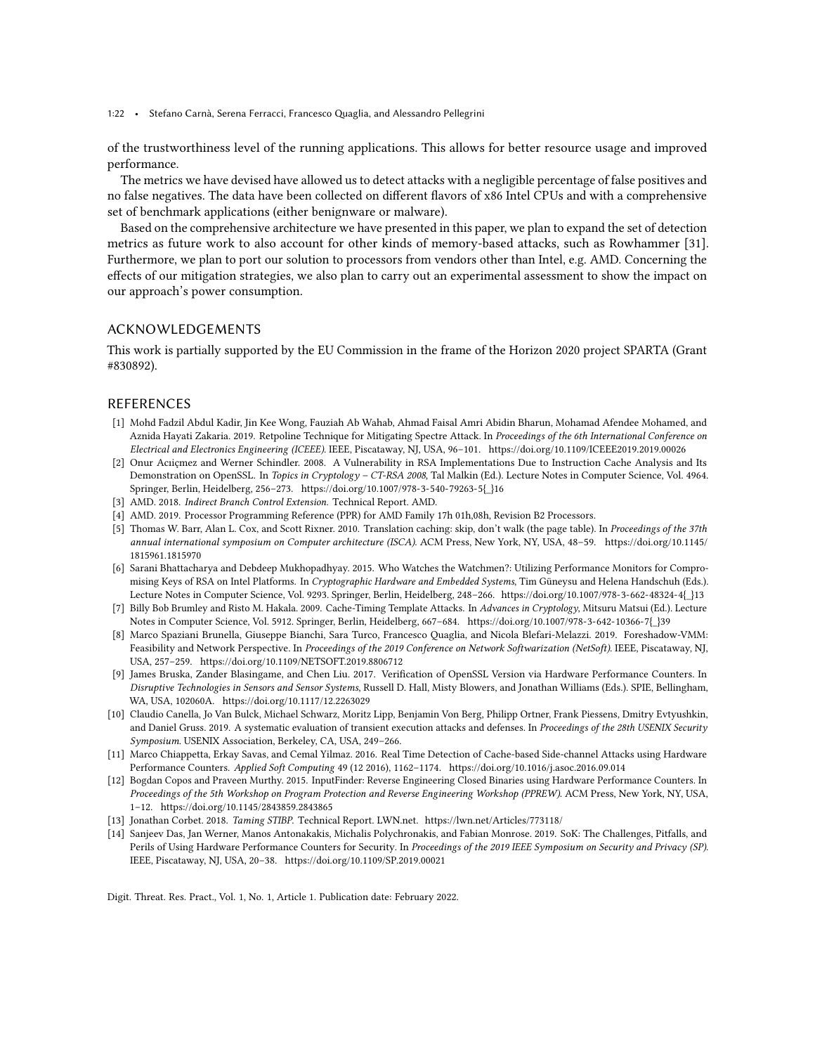of the trustworthiness level of the running applications. This allows for better resource usage and improved performance.

The metrics we have devised have allowed us to detect attacks with a negligible percentage of false positives and no false negatives. The data have been collected on different flavors of x86 Intel CPUs and with a comprehensive set of benchmark applications (either benignware or malware).

Based on the comprehensive architecture we have presented in this paper, we plan to expand the set of detection metrics as future work to also account for other kinds of memory-based attacks, such as Rowhammer [31]. Furthermore, we plan to port our solution to processors from vendors other than Intel, e.g. AMD. Concerning the effects of our mitigation strategies, we also plan to carry out an experimental assessment to show the impact on our approach's power consumption.

## ACKNOWLEDGEMENTS

This work is partially supported by the EU Commission in the frame of the Horizon 2020 project SPARTA (Grant #830892).

## REFERENCES

- [1] Mohd Fadzil Abdul Kadir, Jin Kee Wong, Fauziah Ab Wahab, Ahmad Faisal Amri Abidin Bharun, Mohamad Afendee Mohamed, and Aznida Hayati Zakaria. 2019. Retpoline Technique for Mitigating Spectre Attack. In *Proceedings of the 6th International Conference on Electrical and Electronics Engineering (ICEEE)*. IEEE, Piscataway, NJ, USA, 96–101. https://doi.org/10.1109/ICEEE2019.2019.00026
- [2] Onur Acıiçmez and Werner Schindler. 2008. A Vulnerability in RSA Implementations Due to Instruction Cache Analysis and Its Demonstration on OpenSSL. In *Topics in Cryptology – CT-RSA 2008*, Tal Malkin (Ed.). Lecture Notes in Computer Science, Vol. 4964. Springer, Berlin, Heidelberg, 256–273. https://doi.org/10.1007/978-3-540-79263-5{_}16
- [3] AMD. 2018. *Indirect Branch Control Extension.* Technical Report. AMD.
- [4] AMD. 2019. Processor Programming Reference (PPR) for AMD Family 17h 01h,08h, Revision B2 Processors.
- [5] Thomas W. Barr, Alan L. Cox, and Scott Rixner. 2010. Translation caching: skip, don't walk (the page table). In *Proceedings of the 37th annual international symposium on Computer architecture (ISCA)*. ACM Press, New York, NY, USA, 48–59. https://doi.org/10.1145/1815961.1815970
- [6] Sarani Bhattacharya and Debdeep Mukhopadhyay. 2015. Who Watches the Watchmen?: Utilizing Performance Monitors for Compromising Keys of RSA on Intel Platforms. In *Cryptographic Hardware and Embedded Systems*, Tim Güneysu and Helena Handschuh (Eds.). Lecture Notes in Computer Science, Vol. 9293. Springer, Berlin, Heidelberg, 248–266. https://doi.org/10.1007/978-3-662-48324-4{_}13
- [7] Billy Bob Brumley and Risto M. Hakala. 2009. Cache-Timing Template Attacks. In *Advances in Cryptology*, Mitsuru Matsui (Ed.). Lecture Notes in Computer Science, Vol. 5912. Springer, Berlin, Heidelberg, 667–684. https://doi.org/10.1007/978-3-642-10366-7{_}39
- [8] Marco Spaziani Brunella, Giuseppe Bianchi, Sara Turco, Francesco Quaglia, and Nicola Blefari-Melazzi. 2019. Foreshadow-VMM: Feasibility and Network Perspective. In *Proceedings of the 2019 Conference on Network Softwarization (NetSoft)*. IEEE, Piscataway, NJ, USA, 257–259. https://doi.org/10.1109/NETSOFT.2019.8806712
- [9] James Bruska, Zander Blasingame, and Chen Liu. 2017. Verification of OpenSSL Version via Hardware Performance Counters. In *Disruptive Technologies in Sensors and Sensor Systems*, Russell D. Hall, Misty Blowers, and Jonathan Williams (Eds.). SPIE, Bellingham, WA, USA, 102060A. https://doi.org/10.1117/12.2263029
- [10] Claudio Canella, Jo Van Bulck, Michael Schwarz, Moritz Lipp, Benjamin Von Berg, Philipp Ortner, Frank Piessens, Dmitry Evtyushkin, and Daniel Gruss. 2019. A systematic evaluation of transient execution attacks and defenses. In *Proceedings of the 28th USENIX Security Symposium*. USENIX Association, Berkeley, CA, USA, 249–266.
- [11] Marco Chiappetta, Erkay Savas, and Cemal Yilmaz. 2016. Real Time Detection of Cache-based Side-channel Attacks using Hardware Performance Counters. *Applied Soft Computing* 49 (12 2016), 1162–1174. https://doi.org/10.1016/j.asoc.2016.09.014
- [12] Bogdan Copos and Praveen Murthy. 2015. InputFinder: Reverse Engineering Closed Binaries using Hardware Performance Counters. In *Proceedings of the 5th Workshop on Program Protection and Reverse Engineering Workshop (PPREW)*. ACM Press, New York, NY, USA, 1–12. https://doi.org/10.1145/2843859.2843865
- [13] Jonathan Corbet. 2018. *Taming STIBP.* Technical Report. LWN.net. https://lwn.net/Articles/773118/
- [14] Sanjeev Das, Jan Werner, Manos Antonakakis, Michalis Polychronakis, and Fabian Monrose. 2019. SoK: The Challenges, Pitfalls, and Perils of Using Hardware Performance Counters for Security. In *Proceedings of the 2019 IEEE Symposium on Security and Privacy (SP)*. IEEE, Piscataway, NJ, USA, 20–38. https://doi.org/10.1109/SP.2019.00021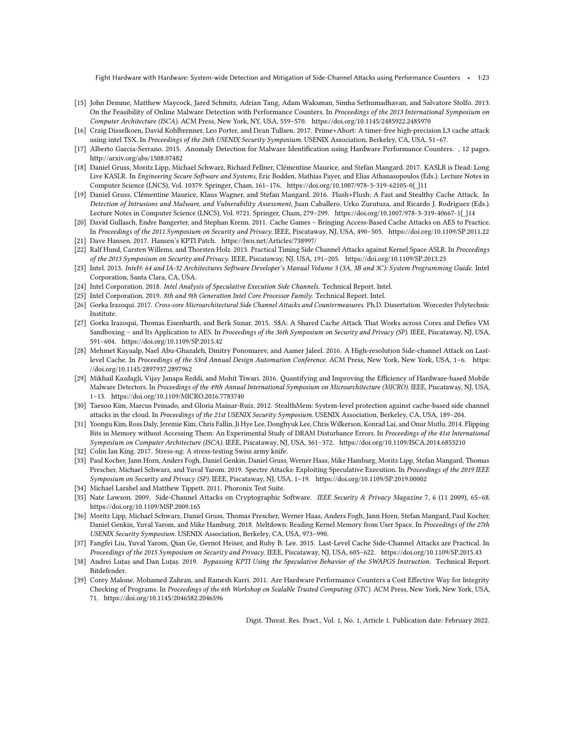[15] John Demme, Matthew Maycock, Jared Schmitz, Adrian Tang, Adam Waksman, Simha Sethumadhavan, and Salvatore Stolfo. 2013. On the Feasibility of Online Malware Detection with Performance Counters. In *Proceedings of the 2013 International Symposium on Computer Architecture (ISCA)*. ACM Press, New York, NY, USA, 559–570. https://doi.org/10.1145/2485922.2485970

[16] Craig Disselkoen, David Kohlbrenner, Leo Porter, and Dean Tullsen. 2017. Prime+Abort: A timer-free high-precision L3 cache attack using intel TSX. In *Proceedings of the 26th USENIX Security Symposium*. USENIX Association, Berkeley, CA, USA, 51–67.

[17] Alberto Garcia-Serrano. 2015. Anomaly Detection for Malware Identification using Hardware Performance Counters. , 12 pages. http://arxiv.org/abs/1508.07482

[18] Daniel Gruss, Moritz Lipp, Michael Schwarz, Richard Fellner, Clémentine Maurice, and Stefan Mangard. 2017. KASLR is Dead: Long Live KASLR. In *Engineering Secure Software and Systems*, Eric Bodden, Mathias Payer, and Elias Athanasopoulos (Eds.). Lecture Notes in Computer Science (LNCS), Vol. 10379. Springer, Cham, 161–176. https://doi.org/10.1007/978-3-319-62105-0{_}11

[19] Daniel Gruss, Clémentine Maurice, Klaus Wagner, and Stefan Mangard. 2016. Flush+Flush: A Fast and Stealthy Cache Attack. In *Detection of Intrusions and Malware, and Vulnerability Assessment*, Juan Caballero, Urko Zurutuza, and Ricardo J. Rodríguez (Eds.). Lecture Notes in Computer Science (LNCS), Vol. 9721. Springer, Cham, 279–299. https://doi.org/10.1007/978-3-319-40667-1{_}14

[20] David Gullasch, Endre Bangerter, and Stephan Krenn. 2011. Cache Games – Bringing Access-Based Cache Attacks on AES to Practice. In *Proceedings of the 2011 Symposium on Security and Privacy*. IEEE, Piscataway, NJ, USA, 490–505. https://doi.org/10.1109/SP.2011.22

[21] Dave Hansen. 2017. Hansen's KPTI Patch. https://lwn.net/Articles/738997/

[22] Ralf Hund, Carsten Willems, and Thorsten Holz. 2013. Practical Timing Side Channel Attacks against Kernel Space ASLR. In *Proceedings of the 2013 Symposium on Security and Privacy*. IEEE, Piscataway, NJ, USA, 191–205. https://doi.org/10.1109/SP.2013.23

[23] Intel. 2013. *Intel® 64 and IA-32 Architectures Software Developer's Manual Volume 3 (3A, 3B and 3C): System Programming Guide*. Intel Corporation, Santa Clara, CA, USA.

[24] Intel Corporation. 2018. *Intel Analysis of Speculative Execution Side Channels*. Technical Report. Intel.

[25] Intel Corporation. 2019. *8th and 9th Generation Intel Core Processor Family*. Technical Report. Intel.

[26] Gorka Irazoqui. 2017. *Cross-core Microarchitectural Side Channel Attacks and Countermeasures*. Ph.D. Dissertation. Worcester Polytechnic Institute.

[27] Gorka Irazoqui, Thomas Eisenbarth, and Berk Sunar. 2015. S$A: A Shared Cache Attack That Works across Cores and Defies VM Sandboxing – and Its Application to AES. In *Proceedings of the 36th Symposium on Security and Privacy (SP)*. IEEE, Piscataway, NJ, USA, 591–604. https://doi.org/10.1109/SP.2015.42

[28] Mehmet Kayaalp, Nael Abu-Ghazaleh, Dmitry Ponomarev, and Aamer Jaleel. 2016. A High-resolution Side-channel Attack on Last-level Cache. In *Proceedings of the 53rd Annual Design Automation Conference*. ACM Press, New York, New York, USA, 1–6. https://doi.org/10.1145/2897937.2897962

[29] Mikhail Kazdagli, Vijay Janapa Reddi, and Mohit Tiwari. 2016. Quantifying and Improving the Efficiency of Hardware-based Mobile Malware Detectors. In *Proceedings of the 49th Annual International Symposium on Microarchitecture (MICRO)*. IEEE, Piscataway, NJ, USA, 1–13. https://doi.org/10.1109/MICRO.2016.7783740

[30] Taesoo Kim, Marcus Peinado, and Gloria Mainar-Ruiz. 2012. StealthMem: System-level protection against cache-based side channel attacks in the cloud. In *Proceedings of the 21st USENIX Security Symposium*. USENIX Association, Berkeley, CA, USA, 189–204.

[31] Yoongu Kim, Ross Daly, Jeremie Kim, Chris Fallin, Ji Hye Lee, Donghyuk Lee, Chris Wilkerson, Konrad Lai, and Onur Mutlu. 2014. Flipping Bits in Memory without Accessing Them: An Experimental Study of DRAM Disturbance Errors. In *Proceedings of the 41st International Symposium on Computer Architecture (ISCA)*. IEEE, Piscataway, NJ, USA, 361–372. https://doi.org/10.1109/ISCA.2014.6853210

[32] Colin Ian King. 2017. Stress-ng: A stress-testing Swiss army knife.

[33] Paul Kocher, Jann Horn, Anders Fogh, Daniel Genkin, Daniel Gruss, Werner Haas, Mike Hamburg, Moritz Lipp, Stefan Mangard, Thomas Prescher, Michael Schwarz, and Yuval Yarom. 2019. Spectre Attacks: Exploiting Speculative Execution. In *Proceedings of the 2019 IEEE Symposium on Security and Privacy (SP)*. IEEE, Piscataway, NJ, USA, 1–19. https://doi.org/10.1109/SP.2019.00002

[34] Michael Larabel and Matthew Tippett. 2011. Phoronix Test Suite.

[35] Nate Lawson. 2009. Side-Channel Attacks on Cryptographic Software. *IEEE Security & Privacy Magazine* 7, 6 (11 2009), 65–68. https://doi.org/10.1109/MSP.2009.165

[36] Moritz Lipp, Michael Schwarz, Daniel Gruss, Thomas Prescher, Werner Haas, Anders Fogh, Jann Horn, Stefan Mangard, Paul Kocher, Daniel Genkin, Yuval Yarom, and Mike Hamburg. 2018. Meltdown: Reading Kernel Memory from User Space. In *Proceedings of the 27th USENIX Security Symposium*. USENIX Association, Berkeley, CA, USA, 973–990.

[37] Fangfei Liu, Yuval Yarom, Qian Ge, Gernot Heiser, and Ruby B. Lee. 2015. Last-Level Cache Side-Channel Attacks are Practical. In *Proceedings of the 2015 Symposium on Security and Privacy*. IEEE, Piscataway, NJ, USA, 605–622. https://doi.org/10.1109/SP.2015.43

[38] Andrei Luțaș and Dan Luțaș. 2019. *Bypassing KPTI Using the Speculative Behavior of the SWAPGS Instruction*. Technical Report. Bitdefender.

[39] Corey Malone, Mohamed Zahran, and Ramesh Karri. 2011. Are Hardware Performance Counters a Cost Effective Way for Integrity Checking of Programs. In *Proceedings of the 6th Workshop on Scalable Trusted Computing (STC)*. ACM Press, New York, New York, USA, 71. https://doi.org/10.1145/2046582.2046596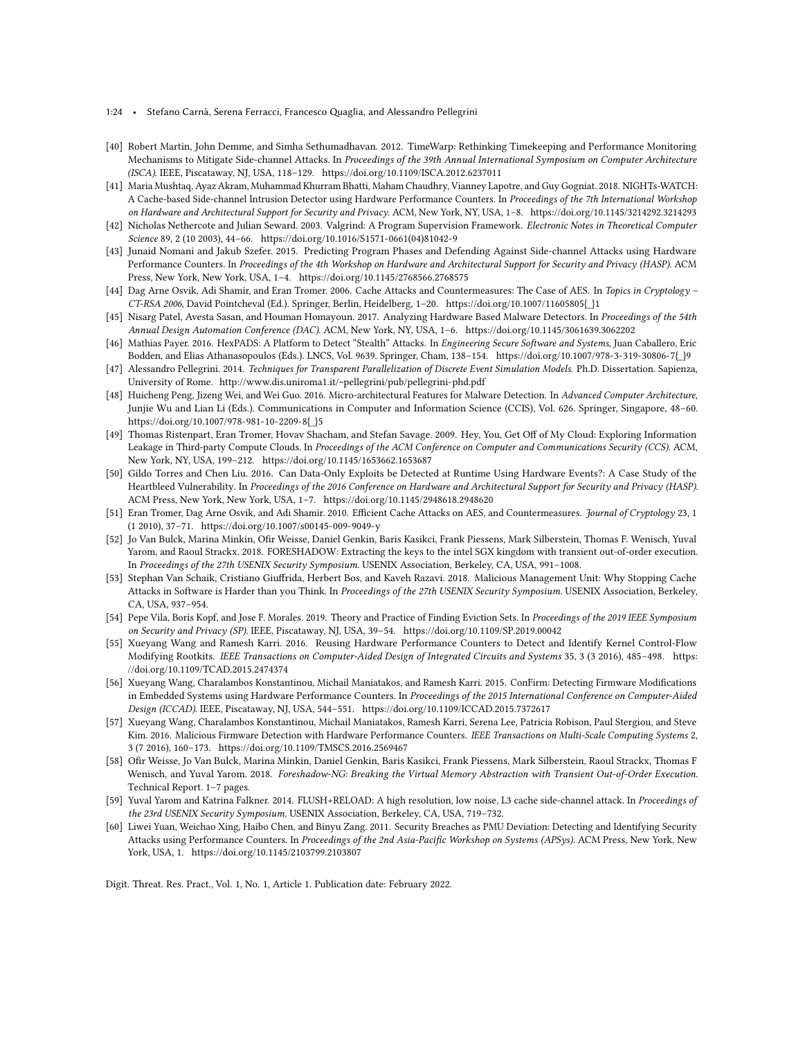- [40] Robert Martin, John Demme, and Simha Sethumadhavan. 2012. TimeWarp: Rethinking Timekeeping and Performance Monitoring Mechanisms to Mitigate Side-channel Attacks. In *Proceedings of the 39th Annual International Symposium on Computer Architecture (ISCA)*. IEEE, Piscataway, NJ, USA, 118–129. https://doi.org/10.1109/ISCA.2012.6237011
- [41] Maria Mushtaq, Ayaz Akram, Muhammad Khurram Bhatti, Maham Chaudhry, Vianney Lapotre, and Guy Gogniat. 2018. NIGHTs-WATCH: A Cache-based Side-channel Intrusion Detector using Hardware Performance Counters. In *Proceedings of the 7th International Workshop on Hardware and Architectural Support for Security and Privacy*. ACM, New York, NY, USA, 1–8. https://doi.org/10.1145/3214292.3214293
- [42] Nicholas Nethercote and Julian Seward. 2003. Valgrind: A Program Supervision Framework. *Electronic Notes in Theoretical Computer Science* 89, 2 (10 2003), 44–66. https://doi.org/10.1016/S1571-0661(04)81042-9
- [43] Junaid Nomani and Jakub Szefer. 2015. Predicting Program Phases and Defending Against Side-channel Attacks using Hardware Performance Counters. In *Proceedings of the 4th Workshop on Hardware and Architectural Support for Security and Privacy (HASP)*. ACM Press, New York, New York, USA, 1–4. https://doi.org/10.1145/2768566.2768575
- [44] Dag Arne Osvik, Adi Shamir, and Eran Tromer. 2006. Cache Attacks and Countermeasures: The Case of AES. In *Topics in Cryptology – CT-RSA 2006*, David Pointcheval (Ed.). Springer, Berlin, Heidelberg, 1–20. https://doi.org/10.1007/11605805{_}1
- [45] Nisarg Patel, Avesta Sasan, and Houman Homayoun. 2017. Analyzing Hardware Based Malware Detectors. In *Proceedings of the 54th Annual Design Automation Conference (DAC)*. ACM, New York, NY, USA, 1–6. https://doi.org/10.1145/3061639.3062202
- [46] Mathias Payer. 2016. HexPADS: A Platform to Detect "Stealth" Attacks. In *Engineering Secure Software and Systems*, Juan Caballero, Eric Bodden, and Elias Athanasopoulos (Eds.). LNCS, Vol. 9639. Springer, Cham, 138–154. https://doi.org/10.1007/978-3-319-30806-7{_}9
- [47] Alessandro Pellegrini. 2014. *Techniques for Transparent Parallelization of Discrete Event Simulation Models*. Ph.D. Dissertation. Sapienza, University of Rome. http://www.dis.uniroma1.it/~pellegrini/pub/pellegrini-phd.pdf
- [48] Huicheng Peng, Jizeng Wei, and Wei Guo. 2016. Micro-architectural Features for Malware Detection. In *Advanced Computer Architecture*, Junjie Wu and Lian Li (Eds.). Communications in Computer and Information Science (CCIS), Vol. 626. Springer, Singapore, 48–60. https://doi.org/10.1007/978-981-10-2209-8{_}5
- [49] Thomas Ristenpart, Eran Tromer, Hovav Shacham, and Stefan Savage. 2009. Hey, You, Get Off of My Cloud: Exploring Information Leakage in Third-party Compute Clouds. In *Proceedings of the ACM Conference on Computer and Communications Security (CCS)*. ACM, New York, NY, USA, 199–212. https://doi.org/10.1145/1653662.1653687
- [50] Gildo Torres and Chen Liu. 2016. Can Data-Only Exploits be Detected at Runtime Using Hardware Events?: A Case Study of the Heartbleed Vulnerability. In *Proceedings of the 2016 Conference on Hardware and Architectural Support for Security and Privacy (HASP)*. ACM Press, New York, New York, USA, 1–7. https://doi.org/10.1145/2948618.2948620
- [51] Eran Tromer, Dag Arne Osvik, and Adi Shamir. 2010. Efficient Cache Attacks on AES, and Countermeasures. *Journal of Cryptology* 23, 1 (1 2010), 37–71. https://doi.org/10.1007/s00145-009-9049-y
- [52] Jo Van Bulck, Marina Minkin, Ofir Weisse, Daniel Genkin, Baris Kasikci, Frank Piessens, Mark Silberstein, Thomas F. Wenisch, Yuval Yarom, and Raoul Strackx. 2018. FORESHADOW: Extracting the keys to the intel SGX kingdom with transient out-of-order execution. In *Proceedings of the 27th USENIX Security Symposium*. USENIX Association, Berkeley, CA, USA, 991–1008.
- [53] Stephan Van Schaik, Cristiano Giuffrida, Herbert Bos, and Kaveh Razavi. 2018. Malicious Management Unit: Why Stopping Cache Attacks in Software is Harder than you Think. In *Proceedings of the 27th USENIX Security Symposium*. USENIX Association, Berkeley, CA, USA, 937–954.
- [54] Pepe Vila, Boris Kopf, and Jose F. Morales. 2019. Theory and Practice of Finding Eviction Sets. In *Proceedings of the 2019 IEEE Symposium on Security and Privacy (SP)*. IEEE, Piscataway, NJ, USA, 39–54. https://doi.org/10.1109/SP.2019.00042
- [55] Xueyang Wang and Ramesh Karri. 2016. Reusing Hardware Performance Counters to Detect and Identify Kernel Control-Flow Modifying Rootkits. *IEEE Transactions on Computer-Aided Design of Integrated Circuits and Systems* 35, 3 (3 2016), 485–498. https://doi.org/10.1109/TCAD.2015.2474374
- [56] Xueyang Wang, Charalambos Konstantinou, Michail Maniatakos, and Ramesh Karri. 2015. ConFirm: Detecting Firmware Modifications in Embedded Systems using Hardware Performance Counters. In *Proceedings of the 2015 International Conference on Computer-Aided Design (ICCAD)*. IEEE, Piscataway, NJ, USA, 544–551. https://doi.org/10.1109/ICCAD.2015.7372617
- [57] Xueyang Wang, Charalambos Konstantinou, Michail Maniatakos, Ramesh Karri, Serena Lee, Patricia Robison, Paul Stergiou, and Steve Kim. 2016. Malicious Firmware Detection with Hardware Performance Counters. *IEEE Transactions on Multi-Scale Computing Systems* 2, 3 (7 2016), 160–173. https://doi.org/10.1109/TMSCS.2016.2569467
- [58] Ofir Weisse, Jo Van Bulck, Marina Minkin, Daniel Genkin, Baris Kasikci, Frank Piessens, Mark Silberstein, Raoul Strackx, Thomas F Wenisch, and Yuval Yarom. 2018. *Foreshadow-NG: Breaking the Virtual Memory Abstraction with Transient Out-of-Order Execution*. Technical Report. 1–7 pages.
- [59] Yuval Yarom and Katrina Falkner. 2014. FLUSH+RELOAD: A high resolution, low noise, L3 cache side-channel attack. In *Proceedings of the 23rd USENIX Security Symposium*. USENIX Association, Berkeley, CA, USA, 719–732.
- [60] Liwei Yuan, Weichao Xing, Haibo Chen, and Binyu Zang. 2011. Security Breaches as PMU Deviation: Detecting and Identifying Security Attacks using Performance Counters. In *Proceedings of the 2nd Asia-Pacific Workshop on Systems (APSys)*. ACM Press, New York, New York, USA, 1. https://doi.org/10.1145/2103799.2103807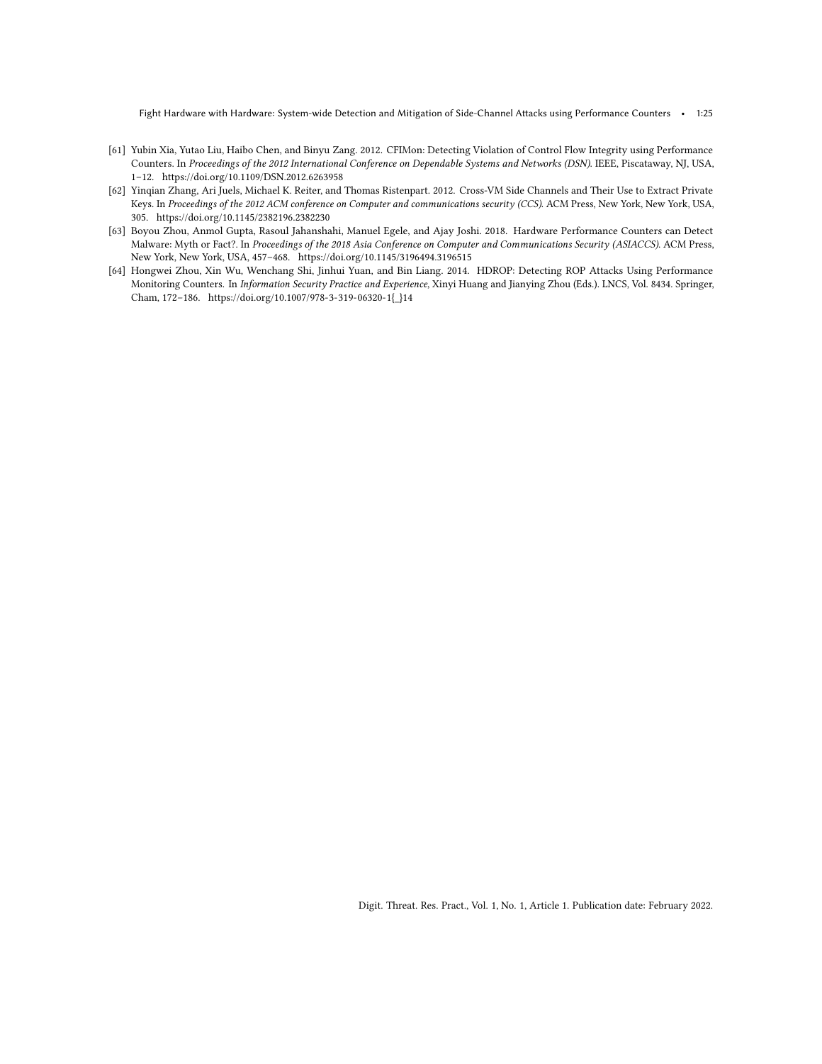[61] Yubin Xia, Yutao Liu, Haibo Chen, and Binyu Zang. 2012. CFIMon: Detecting Violation of Control Flow Integrity using Performance Counters. In *Proceedings of the 2012 International Conference on Dependable Systems and Networks (DSN)*. IEEE, Piscataway, NJ, USA, 1–12. https://doi.org/10.1109/DSN.2012.6263958

[62] Yinqian Zhang, Ari Juels, Michael K. Reiter, and Thomas Ristenpart. 2012. Cross-VM Side Channels and Their Use to Extract Private Keys. In *Proceedings of the 2012 ACM conference on Computer and communications security (CCS)*. ACM Press, New York, New York, USA, 305. https://doi.org/10.1145/2382196.2382230

[63] Boyou Zhou, Anmol Gupta, Rasoul Jahanshahi, Manuel Egele, and Ajay Joshi. 2018. Hardware Performance Counters can Detect Malware: Myth or Fact?. In *Proceedings of the 2018 Asia Conference on Computer and Communications Security (ASIACCS)*. ACM Press, New York, New York, USA, 457–468. https://doi.org/10.1145/3196494.3196515

[64] Hongwei Zhou, Xin Wu, Wenchang Shi, Jinhui Yuan, and Bin Liang. 2014. HDROP: Detecting ROP Attacks Using Performance Monitoring Counters. In *Information Security Practice and Experience*, Xinyi Huang and Jianying Zhou (Eds.). LNCS, Vol. 8434. Springer, Cham, 172–186. https://doi.org/10.1007/978-3-319-06320-1{_}14